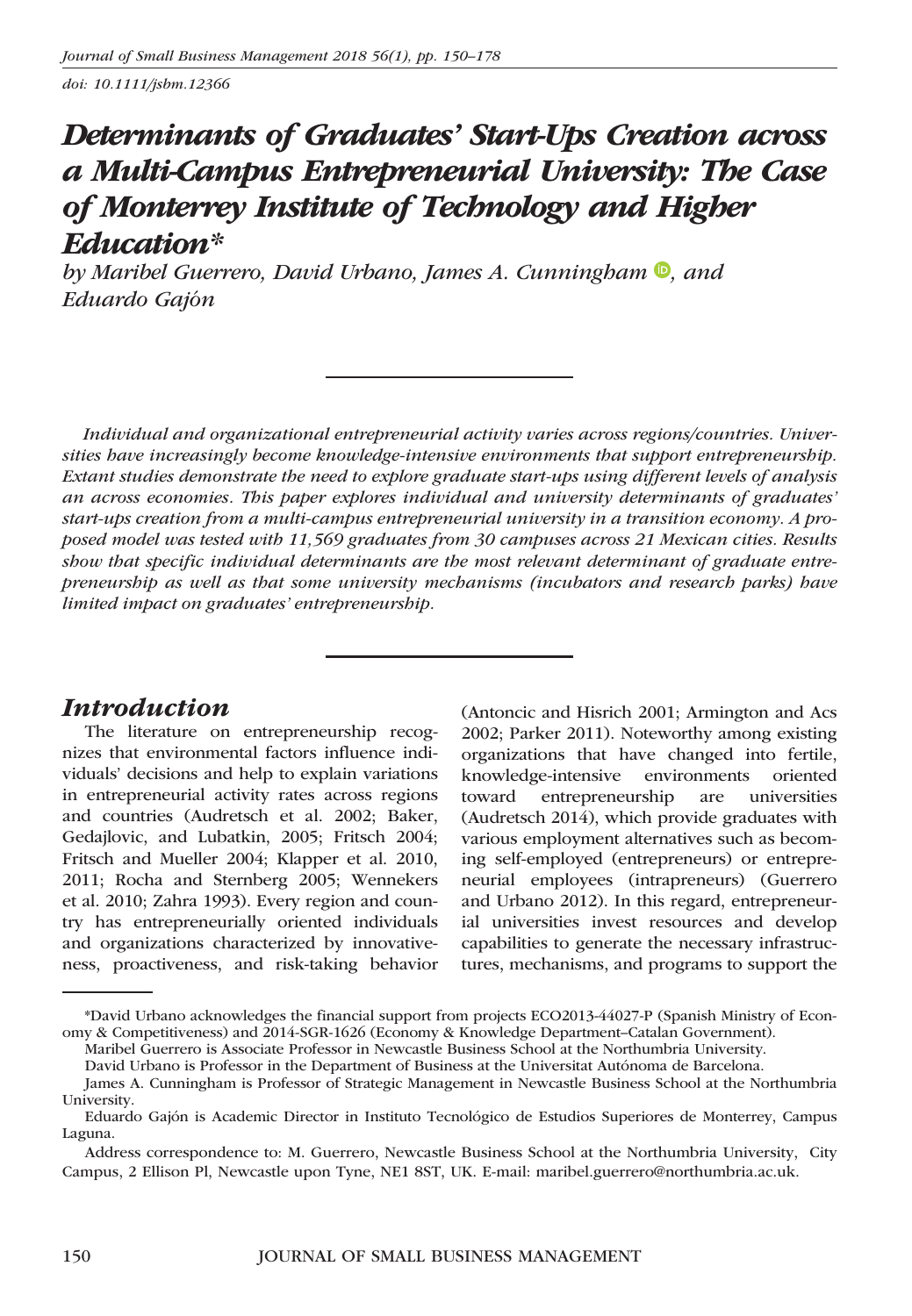*Journal of Small Business Management 2018 56(1), pp. 150–178*

*doi: 10.1111/jsbm.12366*

# *Determinants of Graduates' Start-Ups Creation across a Multi-Campus Entrepreneurial University: The Case of Monterrey Institute of Technology and Higher Education\**

*by Maribel Guerrero, David Urbano, James A. Cunningham, and Eduardo Gajón*

*Individual and organizational entrepreneurial activity varies across regions/countries. Universities have increasingly become knowledge-intensive environments that support entrepreneurship. Extant studies demonstrate the need to explore graduate start-ups using different levels of analysis an across economies. This paper explores individual and university determinants of graduates' start-ups creation from a multi-campus entrepreneurial university in a transition economy. A proposed model was tested with 11,569 graduates from 30 campuses across 21 Mexican cities. Results show that specific individual determinants are the most relevant determinant of graduate entrepreneurship as well as that some university mechanisms (incubators and research parks) have limited impact on graduates' entrepreneurship.*

## *Introduction*

The literature on entrepreneurship recognizes that environmental factors influence individuals' decisions and help to explain variations in entrepreneurial activity rates across regions and countries (Audretsch et al. 2002; Baker, Gedajlovic, and Lubatkin, 2005; Fritsch 2004; Fritsch and Mueller 2004; Klapper et al. 2010, 2011; Rocha and Sternberg 2005; Wennekers et al. 2010; Zahra 1993). Every region and country has entrepreneurially oriented individuals and organizations characterized by innovativeness, proactiveness, and risk-taking behavior (Antoncic and Hisrich 2001; Armington and Acs 2002; Parker 2011). Noteworthy among existing organizations that have changed into fertile, knowledge-intensive environments oriented toward entrepreneurship are universities (Audretsch 2014), which provide graduates with various employment alternatives such as becoming self-employed (entrepreneurs) or entrepreneurial employees (intrapreneurs) (Guerrero and Urbano 2012). In this regard, entrepreneurial universities invest resources and develop capabilities to generate the necessary infrastructures, mechanisms, and programs to support the

---

\*David Urbano acknowledges the financial support from projects ECO2013-44027-P (Spanish Ministry of Economy & Competitiveness) and 2014-SGR-1626 (Economy & Knowledge Department–Catalan Government).

Maribel Guerrero is Associate Professor in Newcastle Business School at the Northumbria University.

David Urbano is Professor in the Department of Business at the Universitat Autónoma de Barcelona.

James A. Cunningham is Professor of Strategic Management in Newcastle Business School at the Northumbria University.

Eduardo Gajón is Academic Director in Instituto Tecnológico de Estudios Superiores de Monterrey, Campus Laguna.

Address correspondence to: M. Guerrero, Newcastle Business School at the Northumbria University, City Campus, 2 Ellison Pl, Newcastle upon Tyne, NE1 8ST, UK. E-mail: maribel.guerrero@northumbria.ac.uk.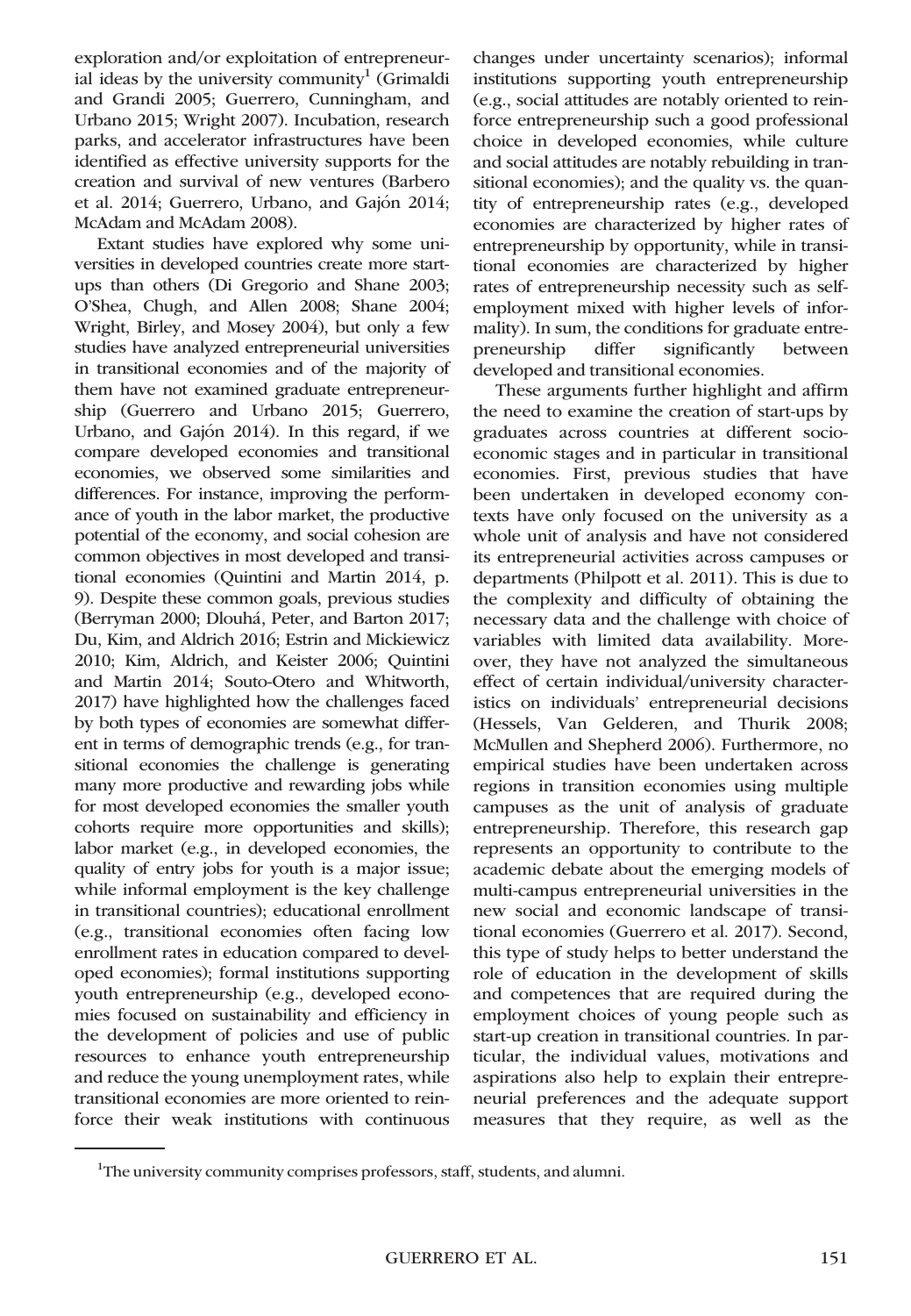exploration and/or exploitation of entrepreneurial ideas by the university community[1] (Grimaldi and Grandi 2005; Guerrero, Cunningham, and Urbano 2015; Wright 2007). Incubation, research parks, and accelerator infrastructures have been identified as effective university supports for the creation and survival of new ventures (Barbero et al. 2014; Guerrero, Urbano, and Gajón 2014; McAdam and McAdam 2008).

Extant studies have explored why some universities in developed countries create more start-ups than others (Di Gregorio and Shane 2003; O'Shea, Chugh, and Allen 2008; Shane 2004; Wright, Birley, and Mosey 2004), but only a few studies have analyzed entrepreneurial universities in transitional economies and of the majority of them have not examined graduate entrepreneurship (Guerrero and Urbano 2015; Guerrero, Urbano, and Gajón 2014). In this regard, if we compare developed economies and transitional economies, we observed some similarities and differences. For instance, improving the performance of youth in the labor market, the productive potential of the economy, and social cohesion are common objectives in most developed and transitional economies (Quintini and Martin 2014, p. 9). Despite these common goals, previous studies (Berryman 2000; Dlouhá, Peter, and Barton 2017; Du, Kim, and Aldrich 2016; Estrin and Mickiewicz 2010; Kim, Aldrich, and Keister 2006; Quintini and Martin 2014; Souto-Otero and Whitworth, 2017) have highlighted how the challenges faced by both types of economies are somewhat different in terms of demographic trends (e.g., for transitional economies the challenge is generating many more productive and rewarding jobs while for most developed economies the smaller youth cohorts require more opportunities and skills); labor market (e.g., in developed economies, the quality of entry jobs for youth is a major issue; while informal employment is the key challenge in transitional countries); educational enrollment (e.g., transitional economies often facing low enrollment rates in education compared to developed economies); formal institutions supporting youth entrepreneurship (e.g., developed economies focused on sustainability and efficiency in the development of policies and use of public resources to enhance youth entrepreneurship and reduce the young unemployment rates, while transitional economies are more oriented to reinforce their weak institutions with continuous changes under uncertainty scenarios); informal institutions supporting youth entrepreneurship (e.g., social attitudes are notably oriented to reinforce entrepreneurship such a good professional choice in developed economies, while culture and social attitudes are notably rebuilding in transitional economies); and the quality vs. the quantity of entrepreneurship rates (e.g., developed economies are characterized by higher rates of entrepreneurship by opportunity, while in transitional economies are characterized by higher rates of entrepreneurship necessity such as self-employment mixed with higher levels of informality). In sum, the conditions for graduate entrepreneurship differ significantly between developed and transitional economies.

These arguments further highlight and affirm the need to examine the creation of start-ups by graduates across countries at different socio-economic stages and in particular in transitional economies. First, previous studies that have been undertaken in developed economy contexts have only focused on the university as a whole unit of analysis and have not considered its entrepreneurial activities across campuses or departments (Philpott et al. 2011). This is due to the complexity and difficulty of obtaining the necessary data and the challenge with choice of variables with limited data availability. Moreover, they have not analyzed the simultaneous effect of certain individual/university characteristics on individuals' entrepreneurial decisions (Hessels, Van Gelderen, and Thurik 2008; McMullen and Shepherd 2006). Furthermore, no empirical studies have been undertaken across regions in transition economies using multiple campuses as the unit of analysis of graduate entrepreneurship. Therefore, this research gap represents an opportunity to contribute to the academic debate about the emerging models of multi-campus entrepreneurial universities in the new social and economic landscape of transitional economies (Guerrero et al. 2017). Second, this type of study helps to better understand the role of education in the development of skills and competences that are required during the employment choices of young people such as start-up creation in transitional countries. In particular, the individual values, motivations and aspirations also help to explain their entrepreneurial preferences and the adequate support measures that they require, as well as the

[1]The university community comprises professors, staff, students, and alumni.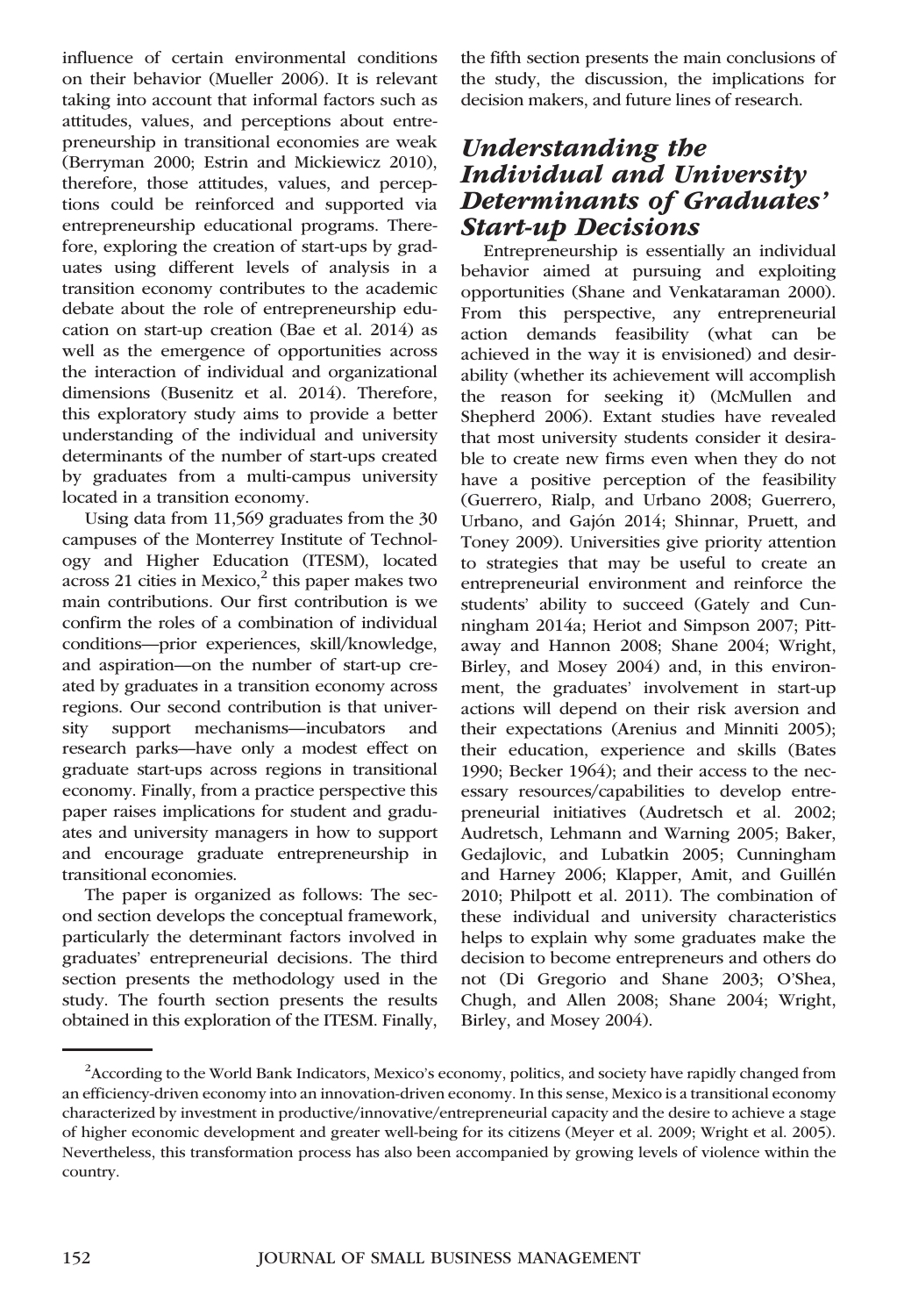influence of certain environmental conditions on their behavior (Mueller 2006). It is relevant taking into account that informal factors such as attitudes, values, and perceptions about entrepreneurship in transitional economies are weak (Berryman 2000; Estrin and Mickiewicz 2010), therefore, those attitudes, values, and perceptions could be reinforced and supported via entrepreneurship educational programs. Therefore, exploring the creation of start-ups by graduates using different levels of analysis in a transition economy contributes to the academic debate about the role of entrepreneurship education on start-up creation (Bae et al. 2014) as well as the emergence of opportunities across the interaction of individual and organizational dimensions (Busenitz et al. 2014). Therefore, this exploratory study aims to provide a better understanding of the individual and university determinants of the number of start-ups created by graduates from a multi-campus university located in a transition economy.

Using data from 11,569 graduates from the 30 campuses of the Monterrey Institute of Technology and Higher Education (ITESM), located across 21 cities in Mexico,[2] this paper makes two main contributions. Our first contribution is we confirm the roles of a combination of individual conditions—prior experiences, skill/knowledge, and aspiration—on the number of start-up created by graduates in a transition economy across regions. Our second contribution is that university support mechanisms—incubators and research parks—have only a modest effect on graduate start-ups across regions in transitional economy. Finally, from a practice perspective this paper raises implications for student and graduates and university managers in how to support and encourage graduate entrepreneurship in transitional economies.

The paper is organized as follows: The second section develops the conceptual framework, particularly the determinant factors involved in graduates' entrepreneurial decisions. The third section presents the methodology used in the study. The fourth section presents the results obtained in this exploration of the ITESM. Finally, the fifth section presents the main conclusions of the study, the discussion, the implications for decision makers, and future lines of research.

## Understanding the Individual and University Determinants of Graduates' Start-up Decisions

Entrepreneurship is essentially an individual behavior aimed at pursuing and exploiting opportunities (Shane and Venkataraman 2000). From this perspective, any entrepreneurial action demands feasibility (what can be achieved in the way it is envisioned) and desirability (whether its achievement will accomplish the reason for seeking it) (McMullen and Shepherd 2006). Extant studies have revealed that most university students consider it desirable to create new firms even when they do not have a positive perception of the feasibility (Guerrero, Rialp, and Urbano 2008; Guerrero, Urbano, and Gajón 2014; Shinnar, Pruett, and Toney 2009). Universities give priority attention to strategies that may be useful to create an entrepreneurial environment and reinforce the students' ability to succeed (Gately and Cunningham 2014a; Heriot and Simpson 2007; Pittaway and Hannon 2008; Shane 2004; Wright, Birley, and Mosey 2004) and, in this environment, the graduates' involvement in start-up actions will depend on their risk aversion and their expectations (Arenius and Minniti 2005); their education, experience and skills (Bates 1990; Becker 1964); and their access to the necessary resources/capabilities to develop entrepreneurial initiatives (Audretsch et al. 2002; Audretsch, Lehmann and Warning 2005; Baker, Gedajlovic, and Lubatkin 2005; Cunningham and Harney 2006; Klapper, Amit, and Guillén 2010; Philpott et al. 2011). The combination of these individual and university characteristics helps to explain why some graduates make the decision to become entrepreneurs and others do not (Di Gregorio and Shane 2003; O'Shea, Chugh, and Allen 2008; Shane 2004; Wright, Birley, and Mosey 2004).

[2]According to the World Bank Indicators, Mexico's economy, politics, and society have rapidly changed from an efficiency-driven economy into an innovation-driven economy. In this sense, Mexico is a transitional economy characterized by investment in productive/innovative/entrepreneurial capacity and the desire to achieve a stage of higher economic development and greater well-being for its citizens (Meyer et al. 2009; Wright et al. 2005). Nevertheless, this transformation process has also been accompanied by growing levels of violence within the country.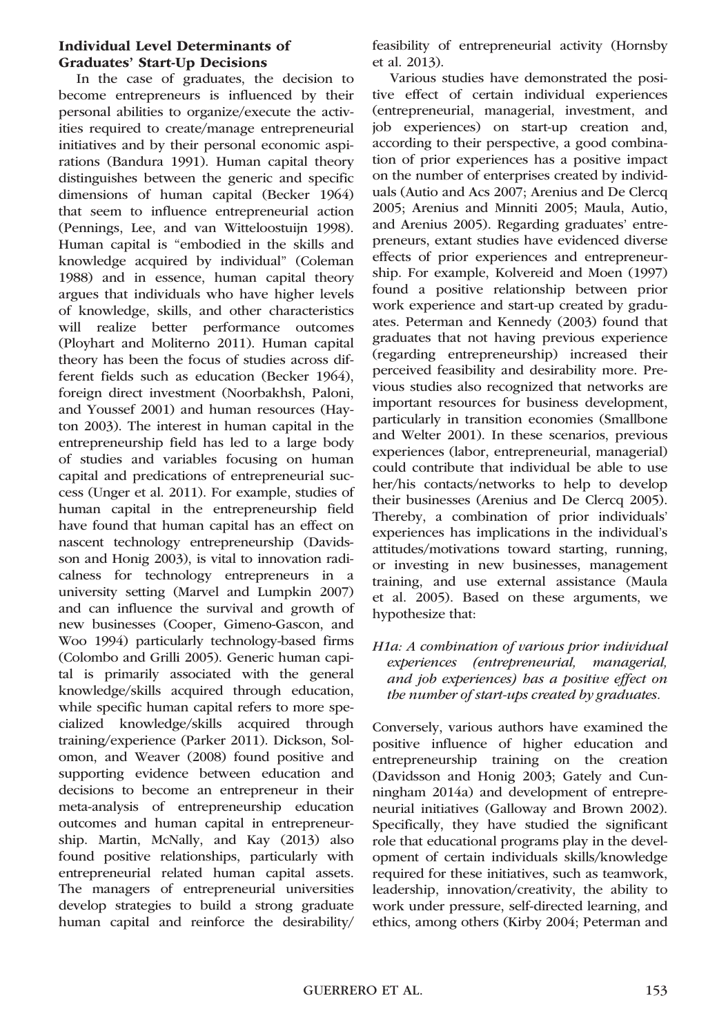### Individual Level Determinants of Graduates' Start-Up Decisions

In the case of graduates, the decision to become entrepreneurs is influenced by their personal abilities to organize/execute the activities required to create/manage entrepreneurial initiatives and by their personal economic aspirations (Bandura 1991). Human capital theory distinguishes between the generic and specific dimensions of human capital (Becker 1964) that seem to influence entrepreneurial action (Pennings, Lee, and van Witteloostuijn 1998). Human capital is "embodied in the skills and knowledge acquired by individual" (Coleman 1988) and in essence, human capital theory argues that individuals who have higher levels of knowledge, skills, and other characteristics will realize better performance outcomes (Ployhart and Moliterno 2011). Human capital theory has been the focus of studies across different fields such as education (Becker 1964), foreign direct investment (Noorbakhsh, Paloni, and Youssef 2001) and human resources (Hayton 2003). The interest in human capital in the entrepreneurship field has led to a large body of studies and variables focusing on human capital and predications of entrepreneurial success (Unger et al. 2011). For example, studies of human capital in the entrepreneurship field have found that human capital has an effect on nascent technology entrepreneurship (Davidsson and Honig 2003), is vital to innovation radicalness for technology entrepreneurs in a university setting (Marvel and Lumpkin 2007) and can influence the survival and growth of new businesses (Cooper, Gimeno-Gascon, and Woo 1994) particularly technology-based firms (Colombo and Grilli 2005). Generic human capital is primarily associated with the general knowledge/skills acquired through education, while specific human capital refers to more specialized knowledge/skills acquired through training/experience (Parker 2011). Dickson, Solomon, and Weaver (2008) found positive and supporting evidence between education and decisions to become an entrepreneur in their meta-analysis of entrepreneurship education outcomes and human capital in entrepreneurship. Martin, McNally, and Kay (2013) also found positive relationships, particularly with entrepreneurial related human capital assets. The managers of entrepreneurial universities develop strategies to build a strong graduate human capital and reinforce the desirability/feasibility of entrepreneurial activity (Hornsby et al. 2013).

Various studies have demonstrated the positive effect of certain individual experiences (entrepreneurial, managerial, investment, and job experiences) on start-up creation and, according to their perspective, a good combination of prior experiences has a positive impact on the number of enterprises created by individuals (Autio and Acs 2007; Arenius and De Clercq 2005; Arenius and Minniti 2005; Maula, Autio, and Arenius 2005). Regarding graduates' entrepreneurs, extant studies have evidenced diverse effects of prior experiences and entrepreneurship. For example, Kolvereid and Moen (1997) found a positive relationship between prior work experience and start-up created by graduates. Peterman and Kennedy (2003) found that graduates that not having previous experience (regarding entrepreneurship) increased their perceived feasibility and desirability more. Previous studies also recognized that networks are important resources for business development, particularly in transition economies (Smallbone and Welter 2001). In these scenarios, previous experiences (labor, entrepreneurial, managerial) could contribute that individual be able to use her/his contacts/networks to help to develop their businesses (Arenius and De Clercq 2005). Thereby, a combination of prior individuals' experiences has implications in the individual's attitudes/motivations toward starting, running, or investing in new businesses, management training, and use external assistance (Maula et al. 2005). Based on these arguments, we hypothesize that:

*H1a: A combination of various prior individual experiences (entrepreneurial, managerial, and job experiences) has a positive effect on the number of start-ups created by graduates.*

Conversely, various authors have examined the positive influence of higher education and entrepreneurship training on the creation (Davidsson and Honig 2003; Gately and Cunningham 2014a) and development of entrepreneurial initiatives (Galloway and Brown 2002). Specifically, they have studied the significant role that educational programs play in the development of certain individuals skills/knowledge required for these initiatives, such as teamwork, leadership, innovation/creativity, the ability to work under pressure, self-directed learning, and ethics, among others (Kirby 2004; Peterman and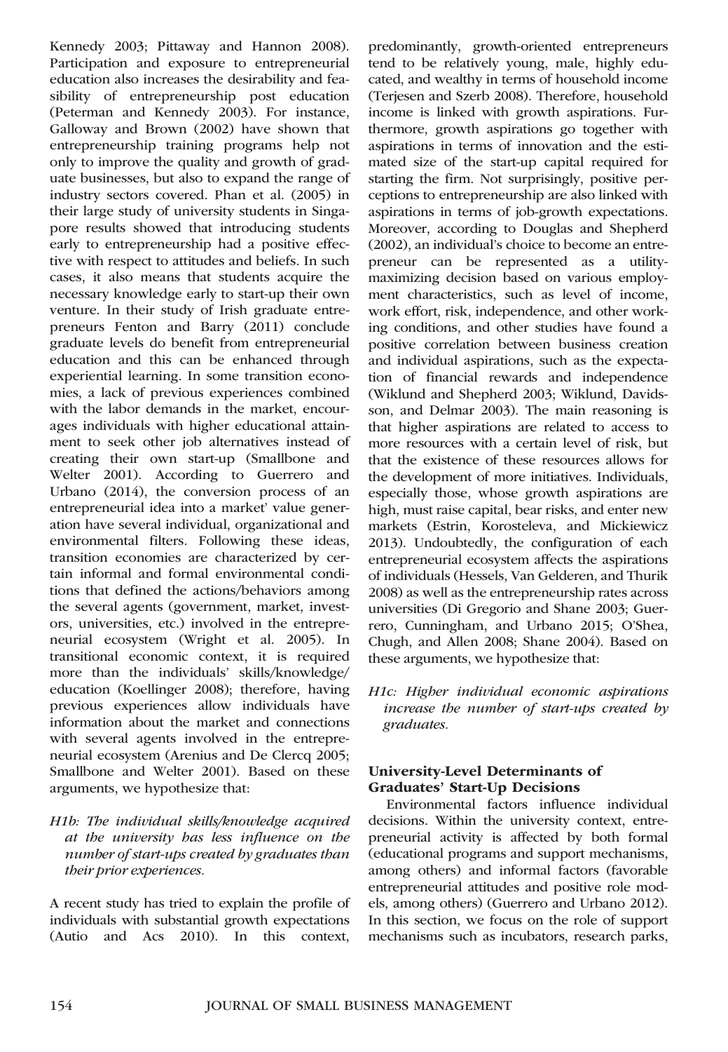Kennedy 2003; Pittaway and Hannon 2008). Participation and exposure to entrepreneurial education also increases the desirability and feasibility of entrepreneurship post education (Peterman and Kennedy 2003). For instance, Galloway and Brown (2002) have shown that entrepreneurship training programs help not only to improve the quality and growth of graduate businesses, but also to expand the range of industry sectors covered. Phan et al. (2005) in their large study of university students in Singapore results showed that introducing students early to entrepreneurship had a positive effective with respect to attitudes and beliefs. In such cases, it also means that students acquire the necessary knowledge early to start-up their own venture. In their study of Irish graduate entrepreneurs Fenton and Barry (2011) conclude graduate levels do benefit from entrepreneurial education and this can be enhanced through experiential learning. In some transition economies, a lack of previous experiences combined with the labor demands in the market, encourages individuals with higher educational attainment to seek other job alternatives instead of creating their own start-up (Smallbone and Welter 2001). According to Guerrero and Urbano (2014), the conversion process of an entrepreneurial idea into a market' value generation have several individual, organizational and environmental filters. Following these ideas, transition economies are characterized by certain informal and formal environmental conditions that defined the actions/behaviors among the several agents (government, market, investors, universities, etc.) involved in the entrepreneurial ecosystem (Wright et al. 2005). In transitional economic context, it is required more than the individuals' skills/knowledge/education (Koellinger 2008); therefore, having previous experiences allow individuals have information about the market and connections with several agents involved in the entrepreneurial ecosystem (Arenius and De Clercq 2005; Smallbone and Welter 2001). Based on these arguments, we hypothesize that:

*H1b: The individual skills/knowledge acquired at the university has less influence on the number of start-ups created by graduates than their prior experiences.*

A recent study has tried to explain the profile of individuals with substantial growth expectations (Autio and Acs 2010). In this context, predominantly, growth-oriented entrepreneurs tend to be relatively young, male, highly educated, and wealthy in terms of household income (Terjesen and Szerb 2008). Therefore, household income is linked with growth aspirations. Furthermore, growth aspirations go together with aspirations in terms of innovation and the estimated size of the start-up capital required for starting the firm. Not surprisingly, positive perceptions to entrepreneurship are also linked with aspirations in terms of job-growth expectations. Moreover, according to Douglas and Shepherd (2002), an individual's choice to become an entrepreneur can be represented as a utility-maximizing decision based on various employment characteristics, such as level of income, work effort, risk, independence, and other working conditions, and other studies have found a positive correlation between business creation and individual aspirations, such as the expectation of financial rewards and independence (Wiklund and Shepherd 2003; Wiklund, Davidsson, and Delmar 2003). The main reasoning is that higher aspirations are related to access to more resources with a certain level of risk, but that the existence of these resources allows for the development of more initiatives. Individuals, especially those, whose growth aspirations are high, must raise capital, bear risks, and enter new markets (Estrin, Korosteleva, and Mickiewicz 2013). Undoubtedly, the configuration of each entrepreneurial ecosystem affects the aspirations of individuals (Hessels, Van Gelderen, and Thurik 2008) as well as the entrepreneurship rates across universities (Di Gregorio and Shane 2003; Guerrero, Cunningham, and Urbano 2015; O'Shea, Chugh, and Allen 2008; Shane 2004). Based on these arguments, we hypothesize that:

*H1c: Higher individual economic aspirations increase the number of start-ups created by graduates.*

### University-Level Determinants of Graduates' Start-Up Decisions

Environmental factors influence individual decisions. Within the university context, entrepreneurial activity is affected by both formal (educational programs and support mechanisms, among others) and informal factors (favorable entrepreneurial attitudes and positive role models, among others) (Guerrero and Urbano 2012). In this section, we focus on the role of support mechanisms such as incubators, research parks,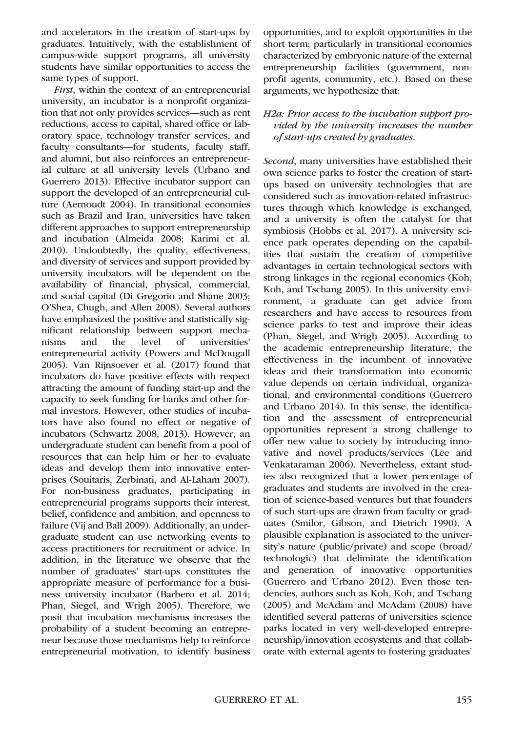and accelerators in the creation of start-ups by graduates. Intuitively, with the establishment of campus-wide support programs, all university students have similar opportunities to access the same types of support.

*First*, within the context of an entrepreneurial university, an incubator is a nonprofit organization that not only provides services—such as rent reductions, access to capital, shared office or laboratory space, technology transfer services, and faculty consultants—for students, faculty staff, and alumni, but also reinforces an entrepreneurial culture at all university levels (Urbano and Guerrero 2013). Effective incubator support can support the developed of an entrepreneurial culture (Aernoudt 2004). In transitional economies such as Brazil and Iran, universities have taken different approaches to support entrepreneurship and incubation (Almeida 2008; Karimi et al. 2010). Undoubtedly, the quality, effectiveness, and diversity of services and support provided by university incubators will be dependent on the availability of financial, physical, commercial, and social capital (Di Gregorio and Shane 2003; O'Shea, Chugh, and Allen 2008). Several authors have emphasized the positive and statistically significant relationship between support mechanisms and the level of universities' entrepreneurial activity (Powers and McDougall 2005). Van Rijnsoever et al. (2017) found that incubators do have positive effects with respect attracting the amount of funding start-up and the capacity to seek funding for banks and other formal investors. However, other studies of incubators have also found no effect or negative of incubators (Schwartz 2008, 2013). However, an undergraduate student can benefit from a pool of resources that can help him or her to evaluate ideas and develop them into innovative enterprises (Souitaris, Zerbinati, and Al-Laham 2007). For non-business graduates, participating in entrepreneurial programs supports their interest, belief, confidence and ambition, and openness to failure (Vij and Ball 2009). Additionally, an undergraduate student can use networking events to access practitioners for recruitment or advice. In addition, in the literature we observe that the number of graduates' start-ups constitutes the appropriate measure of performance for a business university incubator (Barbero et al. 2014; Phan, Siegel, and Wrigh 2005). Therefore, we posit that incubation mechanisms increases the probability of a student becoming an entrepreneur because those mechanisms help to reinforce entrepreneurial motivation, to identify business opportunities, and to exploit opportunities in the short term; particularly in transitional economies characterized by embryonic nature of the external entrepreneurship facilities (government, nonprofit agents, community, etc.). Based on these arguments, we hypothesize that:

*H2a: Prior access to the incubation support provided by the university increases the number of start-ups created by graduates.*

*Second*, many universities have established their own science parks to foster the creation of start-ups based on university technologies that are considered such as innovation-related infrastructures through which knowledge is exchanged, and a university is often the catalyst for that symbiosis (Hobbs et al. 2017). A university science park operates depending on the capabilities that sustain the creation of competitive advantages in certain technological sectors with strong linkages in the regional economies (Koh, Koh, and Tschang 2005). In this university environment, a graduate can get advice from researchers and have access to resources from science parks to test and improve their ideas (Phan, Siegel, and Wrigh 2005). According to the academic entrepreneurship literature, the effectiveness in the incumbent of innovative ideas and their transformation into economic value depends on certain individual, organizational, and environmental conditions (Guerrero and Urbano 2014). In this sense, the identification and the assessment of entrepreneurial opportunities represent a strong challenge to offer new value to society by introducing innovative and novel products/services (Lee and Venkataraman 2006). Nevertheless, extant studies also recognized that a lower percentage of graduates and students are involved in the creation of science-based ventures but that founders of such start-ups are drawn from faculty or graduates (Smilor, Gibson, and Dietrich 1990). A plausible explanation is associated to the university's nature (public/private) and scope (broad/technologic) that delimitate the identification and generation of innovative opportunities (Guerrero and Urbano 2012). Even those tendencies, authors such as Koh, Koh, and Tschang (2005) and McAdam and McAdam (2008) have identified several patterns of universities science parks located in very well-developed entrepreneurship/innovation ecosystems and that collaborate with external agents to fostering graduates'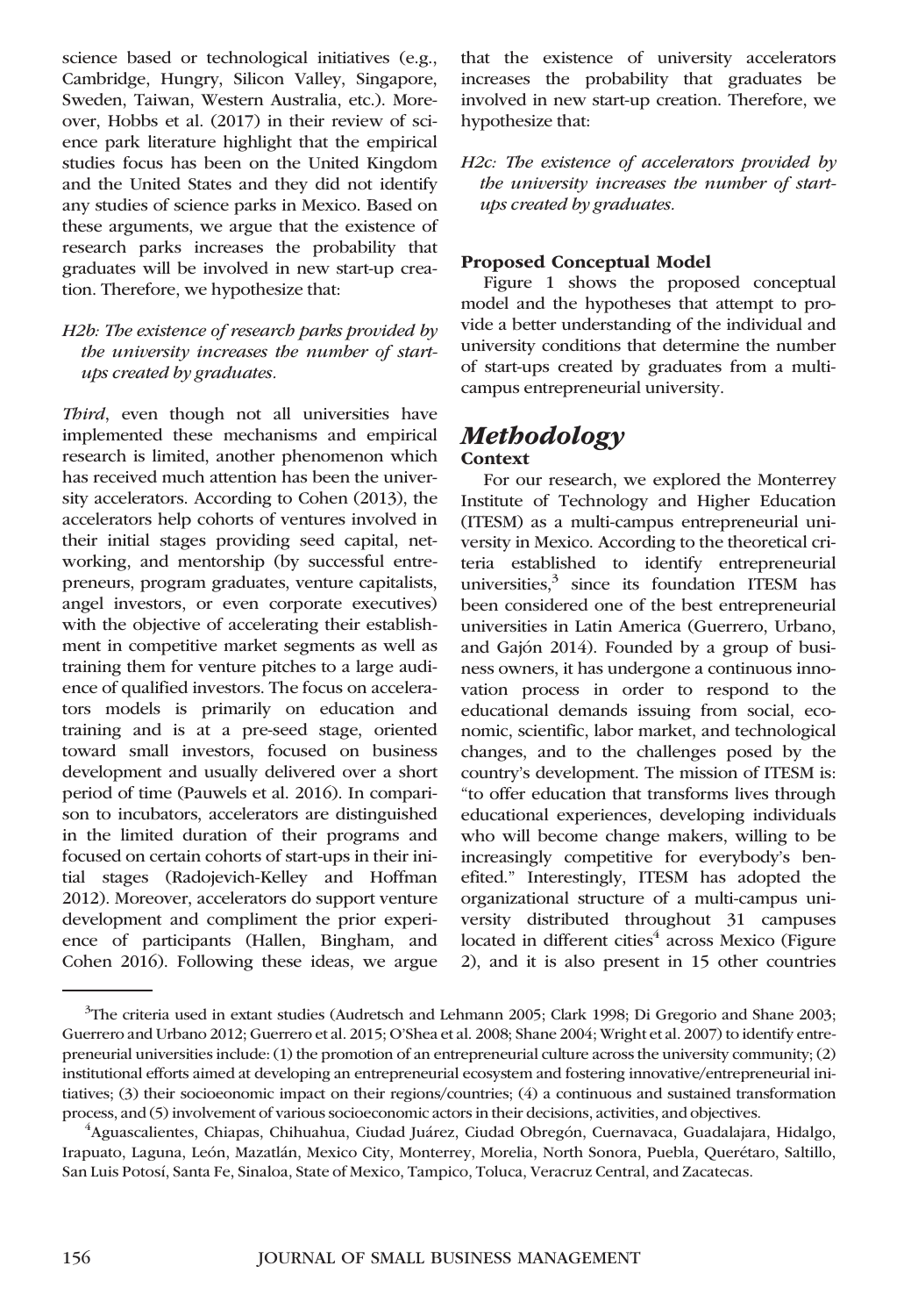science based or technological initiatives (e.g., Cambridge, Hungry, Silicon Valley, Singapore, Sweden, Taiwan, Western Australia, etc.). Moreover, Hobbs et al. (2017) in their review of science park literature highlight that the empirical studies focus has been on the United Kingdom and the United States and they did not identify any studies of science parks in Mexico. Based on these arguments, we argue that the existence of research parks increases the probability that graduates will be involved in new start-up creation. Therefore, we hypothesize that:

*H2b: The existence of research parks provided by the university increases the number of start-ups created by graduates.*

*Third*, even though not all universities have implemented these mechanisms and empirical research is limited, another phenomenon which has received much attention has been the university accelerators. According to Cohen (2013), the accelerators help cohorts of ventures involved in their initial stages providing seed capital, networking, and mentorship (by successful entrepreneurs, program graduates, venture capitalists, angel investors, or even corporate executives) with the objective of accelerating their establishment in competitive market segments as well as training them for venture pitches to a large audience of qualified investors. The focus on accelerators models is primarily on education and training and is at a pre-seed stage, oriented toward small investors, focused on business development and usually delivered over a short period of time (Pauwels et al. 2016). In comparison to incubators, accelerators are distinguished in the limited duration of their programs and focused on certain cohorts of start-ups in their initial stages (Radojevich-Kelley and Hoffman 2012). Moreover, accelerators do support venture development and compliment the prior experience of participants (Hallen, Bingham, and Cohen 2016). Following these ideas, we argue that the existence of university accelerators increases the probability that graduates be involved in new start-up creation. Therefore, we hypothesize that:

*H2c: The existence of accelerators provided by the university increases the number of start-ups created by graduates.*

### Proposed Conceptual Model

Figure 1 shows the proposed conceptual model and the hypotheses that attempt to provide a better understanding of the individual and university conditions that determine the number of start-ups created by graduates from a multi-campus entrepreneurial university.

## Methodology

### Context

For our research, we explored the Monterrey Institute of Technology and Higher Education (ITESM) as a multi-campus entrepreneurial university in Mexico. According to the theoretical criteria established to identify entrepreneurial universities,[3] since its foundation ITESM has been considered one of the best entrepreneurial universities in Latin America (Guerrero, Urbano, and Gajón 2014). Founded by a group of business owners, it has undergone a continuous innovation process in order to respond to the educational demands issuing from social, economic, scientific, labor market, and technological changes, and to the challenges posed by the country's development. The mission of ITESM is: "to offer education that transforms lives through educational experiences, developing individuals who will become change makers, willing to be increasingly competitive for everybody's benefited." Interestingly, ITESM has adopted the organizational structure of a multi-campus university distributed throughout 31 campuses located in different cities[4] across Mexico (Figure 2), and it is also present in 15 other countries

---

[3]The criteria used in extant studies (Audretsch and Lehmann 2005; Clark 1998; Di Gregorio and Shane 2003; Guerrero and Urbano 2012; Guerrero et al. 2015; O'Shea et al. 2008; Shane 2004; Wright et al. 2007) to identify entrepreneurial universities include: (1) the promotion of an entrepreneurial culture across the university community; (2) institutional efforts aimed at developing an entrepreneurial ecosystem and fostering innovative/entrepreneurial initiatives; (3) their socioeconomic impact on their regions/countries; (4) a continuous and sustained transformation process, and (5) involvement of various socioeconomic actors in their decisions, activities, and objectives.

[4]Aguascalientes, Chiapas, Chihuahua, Ciudad Juárez, Ciudad Obregón, Cuernavaca, Guadalajara, Hidalgo, Irapuato, Laguna, León, Mazatlán, Mexico City, Monterrey, Morelia, North Sonora, Puebla, Querétaro, Saltillo, San Luis Potosí, Santa Fe, Sinaloa, State of Mexico, Tampico, Toluca, Veracruz Central, and Zacatecas.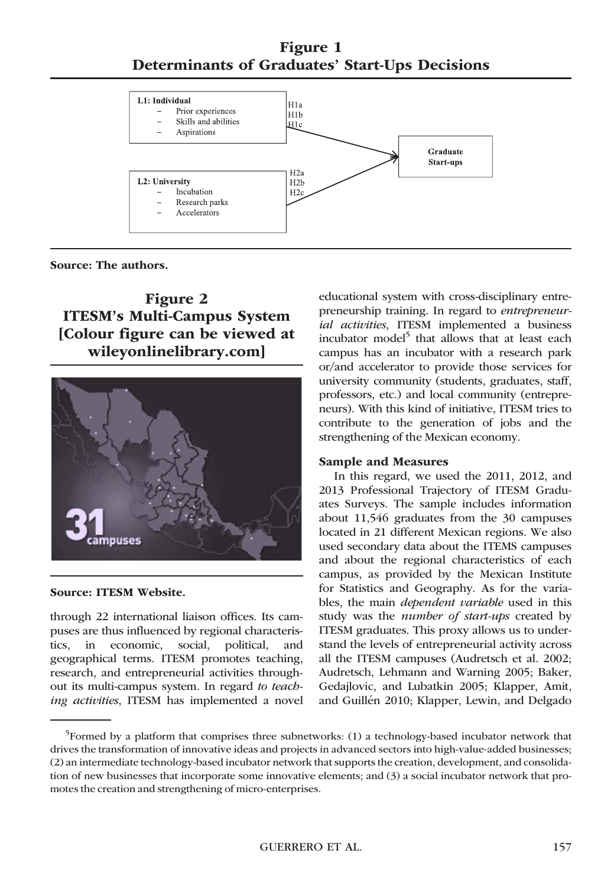**Figure 1**
**Determinants of Graduates' Start-Ups Decisions**

L1: Individual
- Prior experiences
- Skills and abilities
- Aspirations

H1a
H1b
H1c

L2: University
- Incubation
- Research parks
- Accelerators

H2a
H2b
H2c

Graduate Start-ups

**Source: The authors.**

**Figure 2**
**ITESM's Multi-Campus System [Colour figure can be viewed at wileyonlinelibrary.com]**

**Source: ITESM Website.**

through 22 international liaison offices. Its campuses are thus influenced by regional characteristics, in economic, social, political, and geographical terms. ITESM promotes teaching, research, and entrepreneurial activities throughout its multi-campus system. In regard *to teaching activities*, ITESM has implemented a novel educational system with cross-disciplinary entrepreneurship training. In regard to *entrepreneurial activities*, ITESM implemented a business incubator model[5] that allows that at least each campus has an incubator with a research park or/and accelerator to provide those services for university community (students, graduates, staff, professors, etc.) and local community (entrepreneurs). With this kind of initiative, ITESM tries to contribute to the generation of jobs and the strengthening of the Mexican economy.

### Sample and Measures

In this regard, we used the 2011, 2012, and 2013 Professional Trajectory of ITESM Graduates Surveys. The sample includes information about 11,546 graduates from the 30 campuses located in 21 different Mexican regions. We also used secondary data about the ITEMS campuses and about the regional characteristics of each campus, as provided by the Mexican Institute for Statistics and Geography. As for the variables, the main *dependent variable* used in this study was the *number of start-ups* created by ITESM graduates. This proxy allows us to understand the levels of entrepreneurial activity across all the ITESM campuses (Audretsch et al. 2002; Audretsch, Lehmann and Warning 2005; Baker, Gedajlovic, and Lubatkin 2005; Klapper, Amit, and Guillén 2010; Klapper, Lewin, and Delgado

[5]Formed by a platform that comprises three subnetworks: (1) a technology-based incubator network that drives the transformation of innovative ideas and projects in advanced sectors into high-value-added businesses; (2) an intermediate technology-based incubator network that supports the creation, development, and consolidation of new businesses that incorporate some innovative elements; and (3) a social incubator network that promotes the creation and strengthening of micro-enterprises.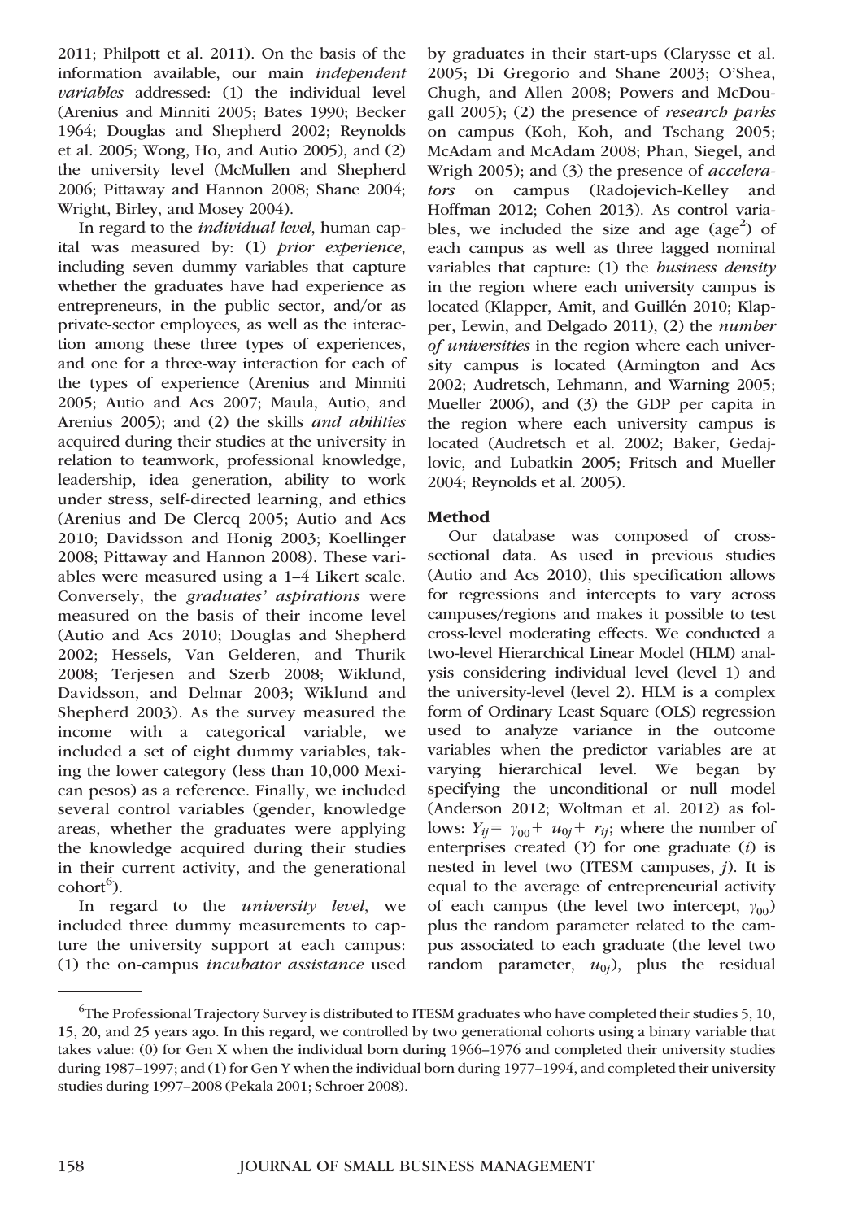2011; Philpott et al. 2011). On the basis of the information available, our main *independent variables* addressed: (1) the individual level (Arenius and Minniti 2005; Bates 1990; Becker 1964; Douglas and Shepherd 2002; Reynolds et al. 2005; Wong, Ho, and Autio 2005), and (2) the university level (McMullen and Shepherd 2006; Pittaway and Hannon 2008; Shane 2004; Wright, Birley, and Mosey 2004).

In regard to the *individual level*, human capital was measured by: (1) *prior experience*, including seven dummy variables that capture whether the graduates have had experience as entrepreneurs, in the public sector, and/or as private-sector employees, as well as the interaction among these three types of experiences, and one for a three-way interaction for each of the types of experience (Arenius and Minniti 2005; Autio and Acs 2007; Maula, Autio, and Arenius 2005); and (2) the skills *and abilities* acquired during their studies at the university in relation to teamwork, professional knowledge, leadership, idea generation, ability to work under stress, self-directed learning, and ethics (Arenius and De Clercq 2005; Autio and Acs 2010; Davidsson and Honig 2003; Koellinger 2008; Pittaway and Hannon 2008). These variables were measured using a 1–4 Likert scale. Conversely, the *graduates' aspirations* were measured on the basis of their income level (Autio and Acs 2010; Douglas and Shepherd 2002; Hessels, Van Gelderen, and Thurik 2008; Terjesen and Szerb 2008; Wiklund, Davidsson, and Delmar 2003; Wiklund and Shepherd 2003). As the survey measured the income with a categorical variable, we included a set of eight dummy variables, taking the lower category (less than 10,000 Mexican pesos) as a reference. Finally, we included several control variables (gender, knowledge areas, whether the graduates were applying the knowledge acquired during their studies in their current activity, and the generational cohort[6]).

In regard to the *university level*, we included three dummy measurements to capture the university support at each campus: (1) the on-campus *incubator assistance* used by graduates in their start-ups (Clarysse et al. 2005; Di Gregorio and Shane 2003; O'Shea, Chugh, and Allen 2008; Powers and McDougall 2005); (2) the presence of *research parks* on campus (Koh, Koh, and Tschang 2005; McAdam and McAdam 2008; Phan, Siegel, and Wrigh 2005); and (3) the presence of *accelerators* on campus (Radojevich-Kelley and Hoffman 2012; Cohen 2013). As control variables, we included the size and age ($age^2$) of each campus as well as three lagged nominal variables that capture: (1) the *business density* in the region where each university campus is located (Klapper, Amit, and Guillén 2010; Klapper, Lewin, and Delgado 2011), (2) the *number of universities* in the region where each university campus is located (Armington and Acs 2002; Audretsch, Lehmann, and Warning 2005; Mueller 2006), and (3) the GDP per capita in the region where each university campus is located (Audretsch et al. 2002; Baker, Gedajlovic, and Lubatkin 2005; Fritsch and Mueller 2004; Reynolds et al. 2005).

## Method

Our database was composed of cross-sectional data. As used in previous studies (Autio and Acs 2010), this specification allows for regressions and intercepts to vary across campuses/regions and makes it possible to test cross-level moderating effects. We conducted a two-level Hierarchical Linear Model (HLM) analysis considering individual level (level 1) and the university-level (level 2). HLM is a complex form of Ordinary Least Square (OLS) regression used to analyze variance in the outcome variables when the predictor variables are at varying hierarchical level. We began by specifying the unconditional or null model (Anderson 2012; Woltman et al. 2012) as follows: $Y_{ij} = \gamma_{00} + u_{0j} + r_{ij}$; where the number of enterprises created ($Y$) for one graduate ($i$) is nested in level two (ITESM campuses, $j$). It is equal to the average of entrepreneurial activity of each campus (the level two intercept, $\gamma_{00}$) plus the random parameter related to the campus associated to each graduate (the level two random parameter, $u_{0j}$), plus the residual

[6]The Professional Trajectory Survey is distributed to ITESM graduates who have completed their studies 5, 10, 15, 20, and 25 years ago. In this regard, we controlled by two generational cohorts using a binary variable that takes value: (0) for Gen X when the individual born during 1966–1976 and completed their university studies during 1987–1997; and (1) for Gen Y when the individual born during 1977–1994, and completed their university studies during 1997–2008 (Pekala 2001; Schroer 2008).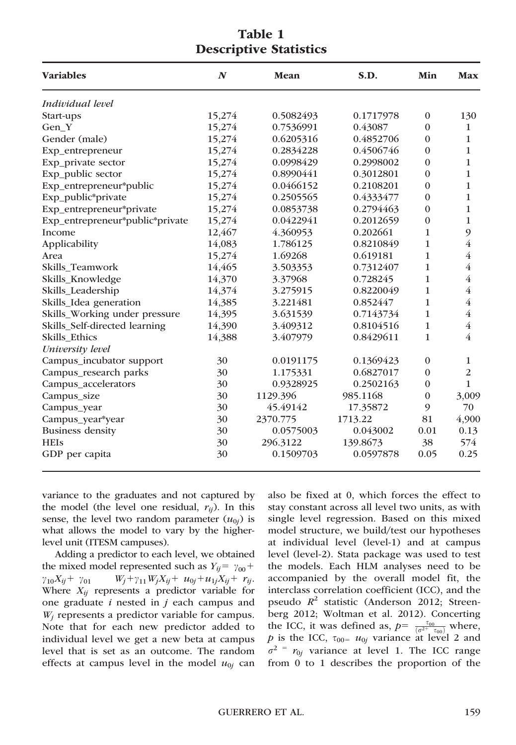**Table 1**
**Descriptive Statistics**

| Variables | N | Mean | S.D. | Min | Max |
|---|---|---|---|---|---|
| *Individual level* | | | | | |
| Start-ups | 15,274 | 0.5082493 | 0.1717978 | 0 | 130 |
| Gen_Y | 15,274 | 0.7536991 | 0.43087 | 0 | 1 |
| Gender (male) | 15,274 | 0.6205316 | 0.4852706 | 0 | 1 |
| Exp_entrepreneur | 15,274 | 0.2834228 | 0.4506746 | 0 | 1 |
| Exp_private sector | 15,274 | 0.0998429 | 0.2998002 | 0 | 1 |
| Exp_public sector | 15,274 | 0.8990441 | 0.3012801 | 0 | 1 |
| Exp_entrepreneur*public | 15,274 | 0.0466152 | 0.2108201 | 0 | 1 |
| Exp_public*private | 15,274 | 0.2505565 | 0.4333477 | 0 | 1 |
| Exp_entrepreneur*private | 15,274 | 0.0853738 | 0.2794463 | 0 | 1 |
| Exp_entrepreneur*public*private | 15,274 | 0.0422941 | 0.2012659 | 0 | 1 |
| Income | 12,467 | 4.360953 | 0.202661 | 1 | 9 |
| Applicability | 14,083 | 1.786125 | 0.8210849 | 1 | 4 |
| Area | 15,274 | 1.69268 | 0.619181 | 1 | 4 |
| Skills_Teamwork | 14,465 | 3.503353 | 0.7312407 | 1 | 4 |
| Skills_Knowledge | 14,370 | 3.37968 | 0.728245 | 1 | 4 |
| Skills_Leadership | 14,374 | 3.275915 | 0.8220049 | 1 | 4 |
| Skills_Idea generation | 14,385 | 3.221481 | 0.852447 | 1 | 4 |
| Skills_Working under pressure | 14,395 | 3.631539 | 0.7143734 | 1 | 4 |
| Skills_Self-directed learning | 14,390 | 3.409312 | 0.8104516 | 1 | 4 |
| Skills_Ethics | 14,388 | 3.407979 | 0.8429611 | 1 | 4 |
| *University level* | | | | | |
| Campus_incubator support | 30 | 0.0191175 | 0.1369423 | 0 | 1 |
| Campus_research parks | 30 | 1.175331 | 0.6827017 | 0 | 2 |
| Campus_accelerators | 30 | 0.9328925 | 0.2502163 | 0 | 1 |
| Campus_size | 30 | 1129.396 | 985.1168 | 0 | 3,009 |
| Campus_year | 30 | 45.49142 | 17.35872 | 9 | 70 |
| Campus_year*year | 30 | 2370.775 | 1713.22 | 81 | 4,900 |
| Business density | 30 | 0.0575003 | 0.043002 | 0.01 | 0.13 |
| HEIs | 30 | 296.3122 | 139.8673 | 38 | 574 |
| GDP per capita | 30 | 0.1509703 | 0.0597878 | 0.05 | 0.25 |

variance to the graduates and not captured by the model (the level one residual, $r_{ij}$). In this sense, the level two random parameter ($u_{0j}$) is what allows the model to vary by the higher-level unit (ITESM campuses).

Adding a predictor to each level, we obtained the mixed model represented such as $Y_{ij} = \gamma_{00} + \gamma_{10}X_{ij} + \gamma_{01} \quad W_j + \gamma_{11}W_jX_{ij} + u_{0j} + u_{1j}X_{ij} + r_{ij}$. Where $X_{ij}$ represents a predictor variable for one graduate $i$ nested in $j$ each campus and $W_j$ represents a predictor variable for campus. Note that for each new predictor added to individual level we get a new beta at campus level that is set as an outcome. The random effects at campus level in the model $u_{0j}$ can also be fixed at 0, which forces the effect to stay constant across all level two units, as with single level regression. Based on this mixed model structure, we build/test our hypotheses at individual level (level-1) and at campus level (level-2). Stata package was used to test the models. Each HLM analyses need to be accompanied by the overall model fit, the interclass correlation coefficient (ICC), and the pseudo $R^2$ statistic (Anderson 2012; Streenberg 2012; Woltman et al. 2012). Concerting the ICC, it was defined as, $p = \frac{\tau_{00}}{(\sigma^{2+} \ \tau_{00})}$ where, $p$ is the ICC, $\tau_{00} = u_{0j}$ variance at level 2 and $\sigma^2 = r_{0j}$ variance at level 1. The ICC range from 0 to 1 describes the proportion of the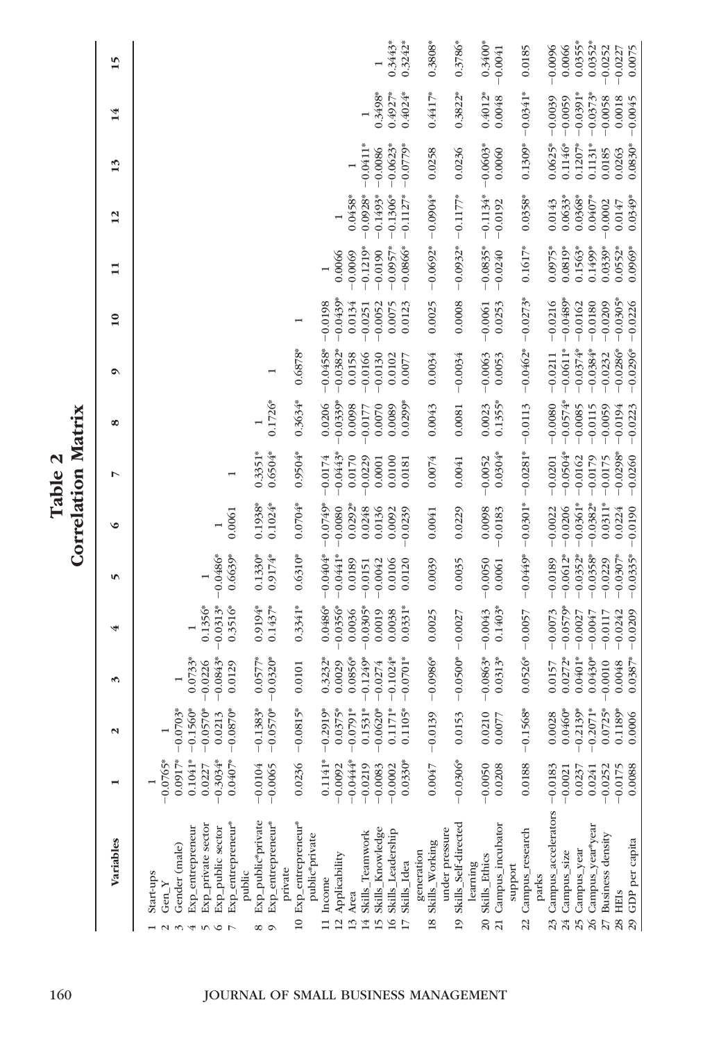# Table 2
## Correlation Matrix

| | Variables | 1 | 2 | 3 | 4 | 5 | 6 | 7 | 8 | 9 | 10 | 11 | 12 | 13 | 14 | 15 |
|---|---|---|---|---|---|---|---|---|---|---|---|---|---|---|---|---|
| 1 | Start-ups | 1 | | | | | | | | | | | | | | |
| 2 | Gen_Y | −0.0765* | 1 | | | | | | | | | | | | | |
| 3 | Gender (male) | 0.0917* | −0.0703* | 1 | | | | | | | | | | | | |
| 4 | Exp_entrepreneur | 0.1041* | −0.1560* | 0.0733* | 1 | | | | | | | | | | | |
| 5 | Exp_private sector | 0.0227 | −0.0570* | −0.0226 | 0.1356* | 1 | | | | | | | | | | |
| 6 | Exp_public sector | −0.3034* | 0.0213 | −0.0843* | −0.0313* | −0.0486* | 1 | | | | | | | | | |
| 7 | Exp_entrepreneur*public | 0.0407* | −0.0870* | 0.0129 | 0.3516* | 0.6639* | 0.0061 | 1 | | | | | | | | |
| 8 | Exp_public*private | −0.0104 | −0.1383* | 0.0577* | 0.9194* | 0.1330* | 0.1938* | 0.3351* | 1 | | | | | | | |
| 9 | Exp_entrepreneur*private | −0.0065 | −0.0570* | −0.0320* | 0.1437* | 0.9174* | 0.1024* | 0.6504* | 0.1726* | 1 | | | | | | |
| 10 | Exp_entrepreneur*public*private | 0.0236 | −0.0815* | 0.0101 | 0.3341* | 0.6310* | 0.0704* | 0.9504* | 0.3634* | 0.6878* | 1 | | | | | |
| 11 | Income | 0.1141* | −0.2919* | 0.3232* | 0.0486* | −0.0404* | −0.0749* | −0.0174 | 0.0206 | −0.0458* | −0.0198 | 1 | | | | |
| 12 | Applicability | −0.0092 | 0.0375* | 0.0029 | −0.0356* | −0.0441* | −0.0080 | −0.0443* | −0.0339* | −0.0382* | −0.0439* | 0.0066 | 1 | | | |
| 13 | Area | −0.0444* | −0.0791* | 0.0856* | 0.0036 | 0.0189 | 0.0292* | 0.0170 | 0.0098 | 0.0158 | 0.0134 | −0.0069 | 0.0458* | 1 | | |
| 14 | Skills_Teamwork | −0.0219 | 0.1531* | −0.1249* | −0.0305* | −0.0151 | 0.0248 | −0.0229 | −0.0177 | −0.0166 | −0.0251 | −0.1219* | −0.0928* | −0.0411* | 1 | |
| 15 | Skills_Knowledge | −0.0083 | −0.0620* | −0.0274 | 0.0019 | −0.0042 | 0.0136 | 0.0001 | 0.0070 | −0.0130 | −0.0052 | 0.0190 | −0.1493* | −0.0086 | 0.3498* | 1 |
| 16 | Skills_Leadership | −0.0002 | 0.1171* | −0.1024* | 0.0038 | 0.0106 | 0.0092 | 0.0100 | 0.0089 | 0.0102 | 0.0075 | −0.0957* | −0.1306* | −0.0623* | 0.4927* | 0.3443* |
| 17 | Skills_Idea generation | 0.0330* | 0.1105* | −0.0701* | 0.0331* | 0.0120 | −0.0239 | 0.0181 | 0.0299* | 0.0077 | 0.0123 | −0.0866* | −0.1127* | −0.0779* | 0.4024* | 0.3242* |
| 18 | Skills_Working under pressure | 0.0047 | −0.0139 | −0.0986* | 0.0025 | 0.0039 | 0.0041 | 0.0074 | 0.0043 | 0.0034 | 0.0025 | −0.0692* | −0.0904* | 0.0258 | 0.4417* | 0.3808* |
| 19 | Skills_Self-directed learning | −0.0306* | 0.0153 | −0.0500* | −0.0027 | 0.0035 | 0.0229 | 0.0041 | 0.0081 | −0.0034 | 0.0008 | −0.0932* | −0.1177* | 0.0236 | 0.3822* | 0.3786* |
| 20 | Skills_Ethics | −0.0050 | 0.0210 | −0.0863* | −0.0043 | −0.0050 | 0.0098 | −0.0052 | 0.0023 | −0.0063 | −0.0061 | −0.0835* | −0.1134* | −0.0603* | 0.4012* | 0.3400* |
| 21 | Campus_incubator support | 0.0208 | 0.0077 | 0.0313* | 0.1403* | 0.0061 | −0.0183 | 0.0304* | 0.1355* | 0.0053 | 0.0253 | −0.0240 | −0.0192 | 0.0060 | 0.0048 | −0.0041 |
| 22 | Campus_research parks | 0.0188 | −0.1568* | 0.0526* | −0.0057 | −0.0449* | −0.0301* | −0.0281* | −0.0113 | −0.0462* | −0.0273* | 0.1617* | 0.0358* | 0.1309* | −0.0341* | 0.0185 |
| 23 | Campus_accelerators | −0.0183 | 0.0028 | 0.0157 | −0.0073 | −0.0189 | −0.0022 | −0.0201 | −0.0080 | −0.0211 | −0.0216 | 0.0975* | 0.0143 | 0.0625* | −0.0039 | −0.0096 |
| 24 | Campus_size | −0.0021 | 0.0460* | 0.0272* | −0.0579* | −0.0612* | −0.0206 | −0.0504* | −0.0574* | −0.0611* | −0.0489* | 0.0819* | 0.0633* | 0.1146* | −0.0059 | 0.0066 |
| 25 | Campus_year | 0.0237 | −0.2139* | 0.0401* | −0.0027 | −0.0352* | −0.0361* | −0.0162 | −0.0085 | −0.0374* | −0.0162 | 0.1563* | 0.0368* | 0.1207* | −0.0391* | 0.0355* |
| 26 | Campus_year*year | 0.0241 | −0.2071* | 0.0430* | −0.0047 | −0.0358* | −0.0382* | −0.0179 | −0.0115 | −0.0384* | −0.0180 | 0.1499* | 0.0407* | 0.1131* | −0.0373* | 0.0352* |
| 27 | Business density | −0.0252 | 0.0725* | −0.0010 | −0.0117 | −0.0229 | 0.0311* | −0.0175 | −0.0059 | −0.0232 | −0.0209 | 0.0339* | −0.0002 | 0.0185 | −0.0058 | −0.0252 |
| 28 | HEIs | −0.0175 | 0.1189* | 0.0048 | −0.0242 | −0.0307* | 0.0224 | −0.0298* | −0.0194 | −0.0286* | −0.0305* | 0.0552* | 0.0147 | 0.0263 | 0.0018 | −0.0227 |
| 29 | GDP per capita | 0.0088 | 0.0006 | 0.0387* | −0.0209 | −0.0335* | −0.0190 | −0.0260 | −0.0223 | −0.0296* | −0.0226 | 0.0969* | 0.0349* | 0.0830* | −0.0045 | 0.0075 |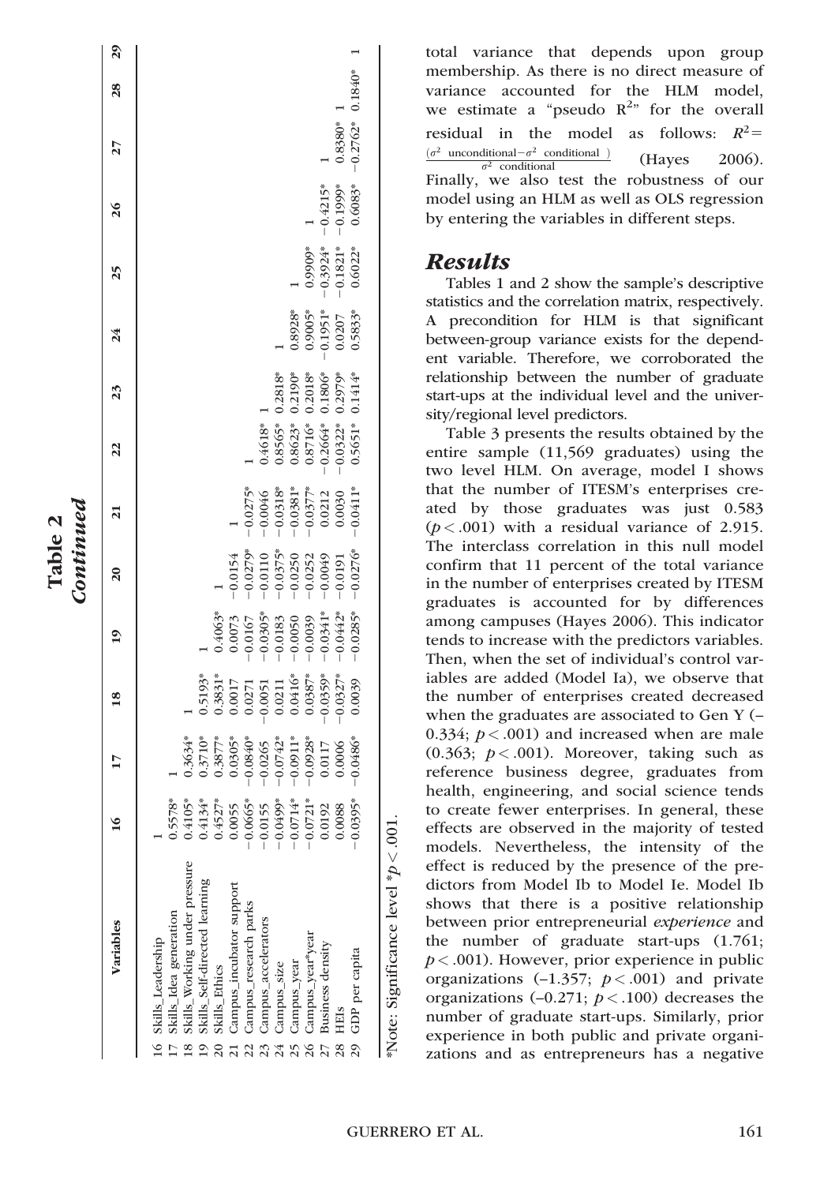**Table 2**
***Continued***

| Variables | 16 | 17 | 18 | 19 | 20 | 21 | 22 | 23 | 24 | 25 | 26 | 27 | 28 | 29 |
|---|---|---|---|---|---|---|---|---|---|---|---|---|---|---|
| 16 Skills_Leadership | 1 | | | | | | | | | | | | | |
| 17 Skills_Idea generation | 0.5578* | 1 | | | | | | | | | | | | |
| 18 Skills_Working under pressure | 0.4105* | 0.3634* | 1 | | | | | | | | | | | |
| 19 Skills_Self-directed learning | 0.4134* | 0.3710* | 0.5193* | 1 | | | | | | | | | | |
| 20 Skills_Ethics | 0.4527* | 0.3877* | 0.3831* | 0.4063* | 1 | | | | | | | | | |
| 21 Campus_incubator support | 0.0055 | 0.0305* | 0.0017 | 0.0073 | −0.0154 | 1 | | | | | | | | |
| 22 Campus_research parks | −0.0665* | −0.0840* | 0.0271 | −0.0167 | −0.0279* | −0.0275* | 1 | | | | | | | |
| 23 Campus_accelerators | −0.0155 | −0.0265 | −0.0051 | −0.0305* | −0.0110 | −0.0046 | 0.4618* | 1 | | | | | | |
| 24 Campus_size | −0.0499* | −0.0742* | 0.0211 | −0.0183 | −0.0375* | −0.0318* | 0.8565* | 0.2818* | 1 | | | | | |
| 25 Campus_year | −0.0714* | −0.0911* | 0.0416* | −0.0050 | −0.0250 | −0.0381* | 0.8623* | 0.2190* | 0.8928* | 1 | | | | |
| 26 Campus_year*year | −0.0721* | −0.0928* | 0.0387* | −0.0039 | −0.0252 | −0.0377* | 0.8716* | 0.2018* | 0.9005* | 0.9909* | 1 | | | |
| 27 Business density | 0.0192 | 0.0117 | −0.0359* | −0.0341* | −0.0049 | 0.0212 | −0.2664* | 0.1806* | −0.1951* | −0.3924* | −0.4215* | 1 | | |
| 28 HEIs | 0.0088 | 0.0006 | −0.0327* | −0.0442* | −0.0191 | 0.0030 | −0.0322* | 0.2979* | 0.0207 | −0.1821* | −0.1999* | 0.8380* | 1 | |
| 29 GDP per capita | −0.0395* | −0.0486* | 0.0039 | −0.0285* | −0.0276* | −0.0411* | 0.5651* | 0.1414* | 0.5833* | 0.6022* | 0.6083* | −0.2762* | 0.1840* | 1 |

*Note: Significance level *$p < .001$.

total variance that depends upon group membership. As there is no direct measure of variance accounted for the HLM model, we estimate a "pseudo $R^2$" for the overall residual in the model as follows: $R^2 = \frac{(\sigma^2 \text{ unconditional} - \sigma^2 \text{ conditional })}{\sigma^2 \text{ conditional}}$ (Hayes 2006). Finally, we also test the robustness of our model using an HLM as well as OLS regression by entering the variables in different steps.

## *Results*

Tables 1 and 2 show the sample's descriptive statistics and the correlation matrix, respectively. A precondition for HLM is that significant between-group variance exists for the dependent variable. Therefore, we corroborated the relationship between the number of graduate start-ups at the individual level and the university/regional level predictors.

Table 3 presents the results obtained by the entire sample (11,569 graduates) using the two level HLM. On average, model I shows that the number of ITESM's enterprises created by those graduates was just 0.583 ($p < .001$) with a residual variance of 2.915. The interclass correlation in this null model confirm that 11 percent of the total variance in the number of enterprises created by ITESM graduates is accounted for by differences among campuses (Hayes 2006). This indicator tends to increase with the predictors variables. Then, when the set of individual's control variables are added (Model Ia), we observe that the number of enterprises created decreased when the graduates are associated to Gen Y (–0.334; $p < .001$) and increased when are male (0.363; $p < .001$). Moreover, taking such as reference business degree, graduates from health, engineering, and social science tends to create fewer enterprises. In general, these effects are observed in the majority of tested models. Nevertheless, the intensity of the effect is reduced by the presence of the predictors from Model Ib to Model Ie. Model Ib shows that there is a positive relationship between prior entrepreneurial *experience* and the number of graduate start-ups (1.761; $p < .001$). However, prior experience in public organizations (–1.357; $p < .001$) and private organizations (–0.271; $p < .100$) decreases the number of graduate start-ups. Similarly, prior experience in both public and private organizations and as entrepreneurs has a negative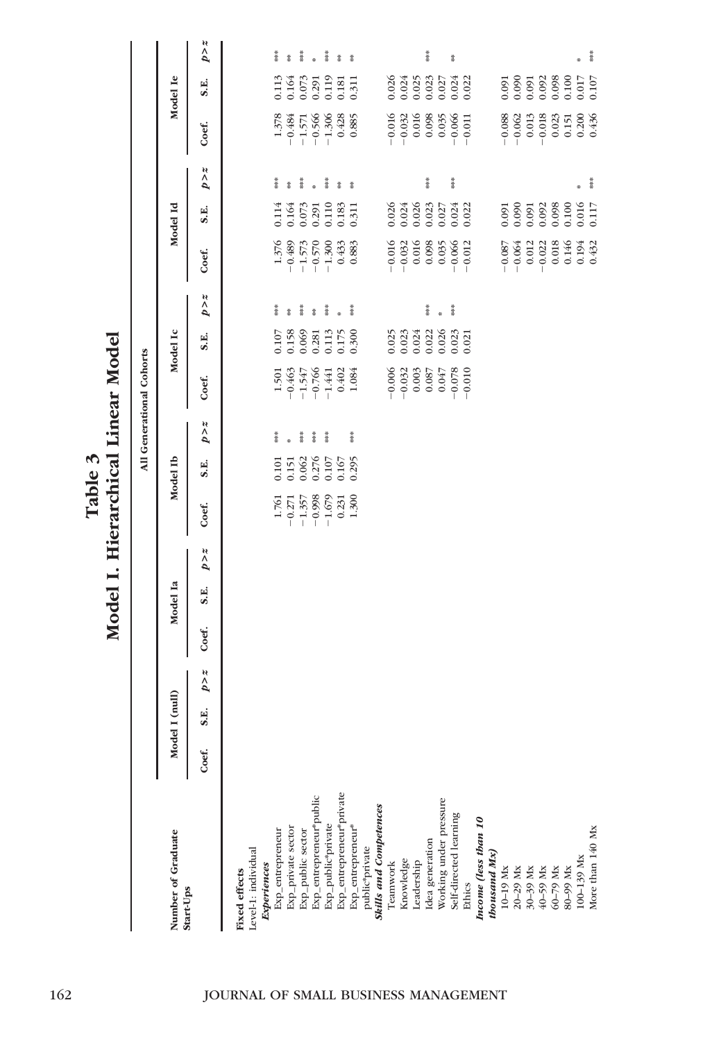# Table 3

## Model I. Hierarchical Linear Model

| Number of Graduate Start-Ups | All Generational Cohorts | | | | | | | | | | | | | | |
|---|---|---|---|---|---|---|---|---|---|---|---|---|---|---|---|
| | Model I (null) | | | Model Ia | | | Model Ib | | | Model Ic | | | Model Id | | | Model Ie | | |
| | Coef. | S.E. | p > z | Coef. | S.E. | p > z | Coef. | S.E. | p > z | Coef. | S.E. | p > z | Coef. | S.E. | p > z | Coef. | S.E. | p > z |
| **Fixed effects** | | | | | | | | | | | | | | | | | | |
| Level-1: individual | | | | | | | | | | | | | | | | | | |
| ***Experiences*** | | | | | | | | | | | | | | | | | | |
| Exp_entrepreneur | | | | | | | 1.761 | 0.101 | *** | 1.501 | 0.107 | *** | 1.376 | 0.114 | *** | 1.378 | 0.113 | *** |
| Exp_private sector | | | | | | | −0.271 | 0.151 | * | −0.463 | 0.158 | ** | −0.489 | 0.164 | ** | −0.484 | 0.164 | ** |
| Exp_public sector | | | | | | | −1.357 | 0.062 | *** | −1.547 | 0.069 | *** | −1.573 | 0.073 | *** | −1.571 | 0.073 | *** |
| Exp_entrepreneur*public | | | | | | | −0.998 | 0.276 | *** | −0.766 | 0.281 | ** | −0.570 | 0.291 | * | −0.566 | 0.291 | * |
| Exp_public*private | | | | | | | −1.679 | 0.107 | *** | −1.441 | 0.113 | *** | −1.300 | 0.110 | *** | −1.306 | 0.119 | *** |
| Exp_entrepreneur*private | | | | | | | 0.231 | 0.167 | | 0.402 | 0.175 | * | 0.433 | 0.183 | ** | 0.428 | 0.181 | ** |
| Exp_entrepreneur*public*private | | | | | | | 1.300 | 0.295 | *** | 1.084 | 0.300 | *** | 0.883 | 0.311 | ** | 0.885 | 0.311 | ** |
| ***Skills and Competences*** | | | | | | | | | | | | | | | | | | |
| Teamwork | | | | | | | | | | −0.006 | 0.025 | | −0.016 | 0.026 | | −0.016 | 0.026 | |
| Knowledge | | | | | | | | | | −0.032 | 0.023 | | −0.032 | 0.024 | | −0.032 | 0.024 | |
| Leadership | | | | | | | | | | 0.003 | 0.024 | | 0.016 | 0.026 | | 0.016 | 0.025 | |
| Idea generation | | | | | | | | | | 0.087 | 0.022 | *** | 0.098 | 0.023 | *** | 0.098 | 0.023 | *** |
| Working under pressure | | | | | | | | | | 0.047 | 0.026 | * | 0.035 | 0.027 | | 0.035 | 0.027 | |
| Self-directed learning | | | | | | | | | | −0.078 | 0.023 | *** | −0.066 | 0.024 | *** | −0.066 | 0.024 | ** |
| Ethics | | | | | | | | | | −0.010 | 0.021 | | −0.012 | 0.022 | | −0.011 | 0.022 | |
| ***Income (less than 10 thousand Mx)*** | | | | | | | | | | | | | | | | | | |
| 10–19 Mx | | | | | | | | | | | | | −0.087 | 0.091 | | −0.088 | 0.091 | |
| 20–29 Mx | | | | | | | | | | | | | −0.064 | 0.090 | | −0.062 | 0.090 | |
| 30–39 Mx | | | | | | | | | | | | | 0.012 | 0.091 | | 0.013 | 0.091 | |
| 40–59 Mx | | | | | | | | | | | | | −0.022 | 0.092 | | −0.018 | 0.092 | |
| 60–79 Mx | | | | | | | | | | | | | 0.018 | 0.098 | | 0.023 | 0.098 | |
| 80–99 Mx | | | | | | | | | | | | | 0.146 | 0.100 | | 0.151 | 0.100 | |
| 100–139 Mx | | | | | | | | | | | | | 0.194 | 0.016 | * | 0.200 | 0.017 | * |
| More than 140 Mx | | | | | | | | | | | | | 0.432 | 0.117 | *** | 0.436 | 0.107 | *** |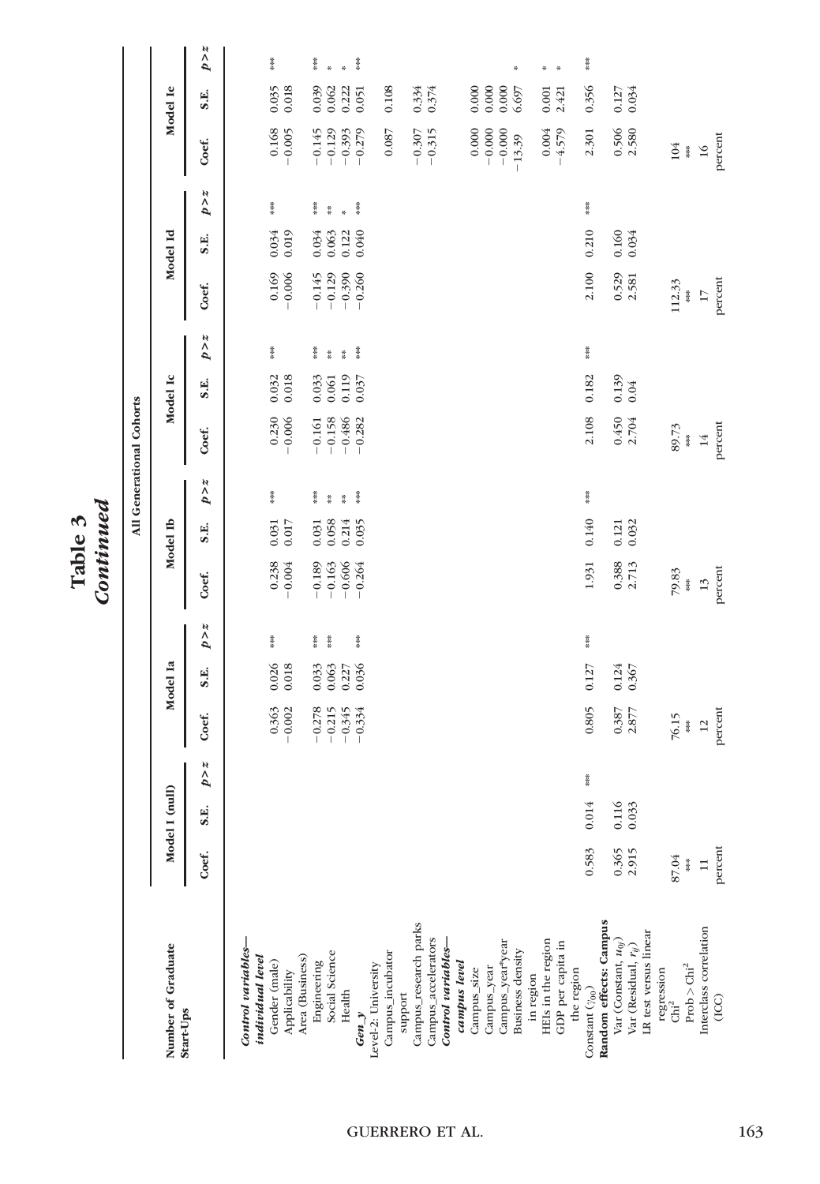**Table 3**
***Continued***

| Number of Graduate Start-Ups | All Generational Cohorts | | | | | | | | | | | | | | | | | |
|---|---|---|---|---|---|---|---|---|---|---|---|---|---|---|---|---|---|---|
| | Model I (null) | | | Model Ia | | | Model Ib | | | Model Ic | | | Model Id | | | Model Ie | | |
| | Coef. | S.E. | $p>z$ | Coef. | S.E. | $p>z$ | Coef. | S.E. | $p>z$ | Coef. | S.E. | $p>z$ | Coef. | S.E. | $p>z$ | Coef. | S.E. | $p>z$ |
| ***Control variables—individual level*** | | | | | | | | | | | | | | | | | | |
| Gender (male) | | | | 0.363 | 0.026 | *** | 0.238 | 0.031 | *** | 0.230 | 0.032 | *** | 0.169 | 0.034 | *** | 0.168 | 0.035 | *** |
| Applicability | | | | −0.002 | 0.018 | | −0.004 | 0.017 | | −0.006 | 0.018 | | −0.006 | 0.019 | | −0.005 | 0.018 | |
| Area (Business) | | | | | | | | | | | | | | | | | | |
| Engineering | | | | −0.278 | 0.033 | *** | −0.189 | 0.031 | *** | −0.161 | 0.033 | *** | −0.145 | 0.034 | *** | −0.145 | 0.039 | *** |
| Social Science | | | | −0.215 | 0.063 | *** | −0.163 | 0.058 | ** | −0.158 | 0.061 | ** | −0.129 | 0.063 | ** | −0.129 | 0.062 | * |
| Health | | | | −0.345 | 0.227 | | −0.606 | 0.214 | ** | −0.486 | 0.119 | ** | −0.390 | 0.122 | * | −0.393 | 0.222 | * |
| ***Gen_y*** | | | | −0.334 | 0.036 | *** | −0.264 | 0.035 | *** | −0.282 | 0.037 | *** | −0.260 | 0.040 | *** | −0.279 | 0.051 | *** |
| Level-2: University | | | | | | | | | | | | | | | | | | |
| Campus_incubator support | | | | | | | | | | | | | | | | 0.087 | 0.108 | |
| Campus_research parks | | | | | | | | | | | | | | | | −0.307 | 0.334 | |
| Campus_accelerators | | | | | | | | | | | | | | | | −0.315 | 0.374 | |
| ***Control variables—campus level*** | | | | | | | | | | | | | | | | | | |
| Campus_size | | | | | | | | | | | | | | | | 0.000 | 0.000 | |
| Campus_year | | | | | | | | | | | | | | | | −0.000 | 0.000 | |
| Campus_year*year | | | | | | | | | | | | | | | | −0.000 | 0.000 | |
| Business density in region | | | | | | | | | | | | | | | | −13.39 | 6.697 | * |
| HEIs in the region | | | | | | | | | | | | | | | | 0.004 | 0.001 | * |
| GDP per capita in the region | | | | | | | | | | | | | | | | −4.579 | 2.421 | * |
| Constant ($\gamma_{00}$) | 0.583 | 0.014 | *** | 0.805 | 0.127 | *** | 1.931 | 0.140 | *** | 2.108 | 0.182 | *** | 2.100 | 0.210 | *** | 2.301 | 0.356 | *** |
| **Random effects: Campus** | | | | | | | | | | | | | | | | | | |
| Var (Constant, $u_{0j}$) | 0.365 | 0.116 | | 0.387 | 0.124 | | 0.388 | 0.121 | | 0.450 | 0.139 | | 0.529 | 0.160 | | 0.506 | 0.127 | |
| Var (Residual, $r_{ij}$) | 2.915 | 0.033 | | 2.877 | 0.367 | | 2.713 | 0.032 | | 2.704 | 0.04 | | 2.581 | 0.034 | | 2.580 | 0.034 | |
| LR test versus linear regression | | | | | | | | | | | | | | | | | | |
| $Chi^2$ | 87.04 | | | 76.15 | | | 79.83 | | | 89.73 | | | 112.33 | | | 104 | | |
| Prob > $Chi^2$ | *** | | | *** | | | *** | | | *** | | | *** | | | *** | | |
| Interclass correlation (ICC) | 11 percent | | | 12 percent | | | 13 percent | | | 14 percent | | | 17 percent | | | 16 percent | | |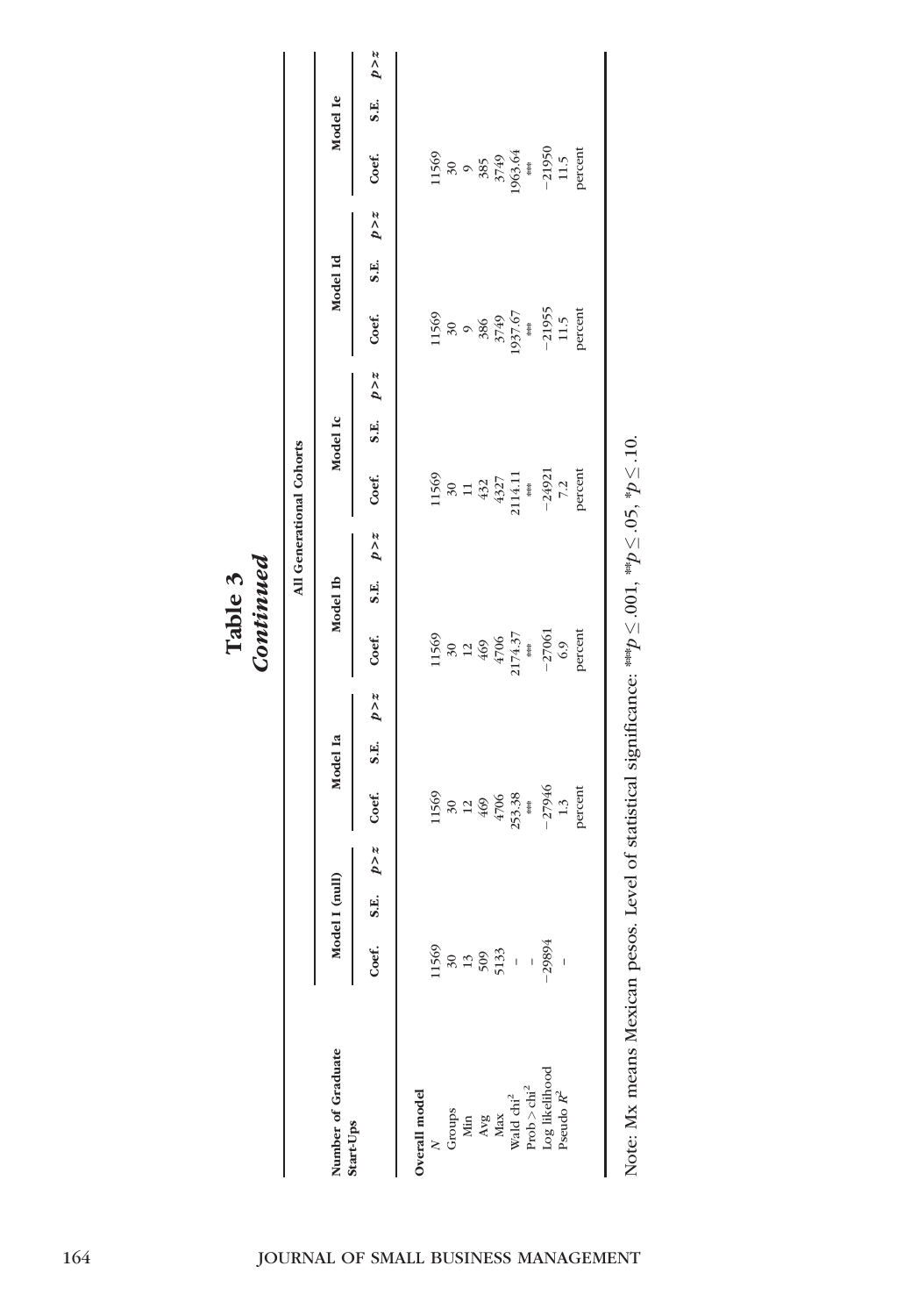**Table 3**
***Continued***

| Number of Graduate Start-Ups | Model I (null) | | | Model Ia | | | All Generational Cohorts | | | | | | | | | | | |
|---|---|---|---|---|---|---|---|---|---|---|---|---|---|---|---|---|---|---|
| | | | | | | | Model Ib | | | Model Ic | | | Model Id | | | Model Ie | | |
| | Coef. | S.E. | $p > z$ | Coef. | S.E. | $p > z$ | Coef. | S.E. | $p > z$ | Coef. | S.E. | $p > z$ | Coef. | S.E. | $p > z$ | Coef. | S.E. | $p > z$ |
| **Overall model** | | | | | | | | | | | | | | | | | | |
| $N$ | 11569 | | | 11569 | | | 11569 | | | 11569 | | | 11569 | | | 11569 | | |
| Groups | 30 | | | 30 | | | 30 | | | 30 | | | 30 | | | 30 | | |
| Min | 13 | | | 12 | | | 12 | | | 11 | | | 9 | | | 9 | | |
| Avg | 509 | | | 469 | | | 469 | | | 432 | | | 386 | | | 385 | | |
| Max | 5133 | | | 4706 | | | 4706 | | | 4327 | | | 3749 | | | 3749 | | |
| Wald $chi^2$ | – | | | 253.38 | | | 2174.37 | | | 2114.11 | | | 1937.67 | | | 1963.64 | | |
| Prob > $chi^2$ | – | | | *** | | | *** | | | *** | | | *** | | | *** | | |
| Log likelihood | −29894 | | | −27946 | | | −27061 | | | −24921 | | | −21955 | | | −21950 | | |
| Pseudo $R^2$ | – | | | 1.3 | | | 6.9 | | | 7.2 | | | 11.5 | | | 11.5 | | |
| | | | | percent | | | percent | | | percent | | | percent | | | percent | | |

Note: Mx means Mexican pesos. Level of statistical significance: $^{***}p \leq .001$, $^{**}p \leq .05$, $^{*}p \leq .10$.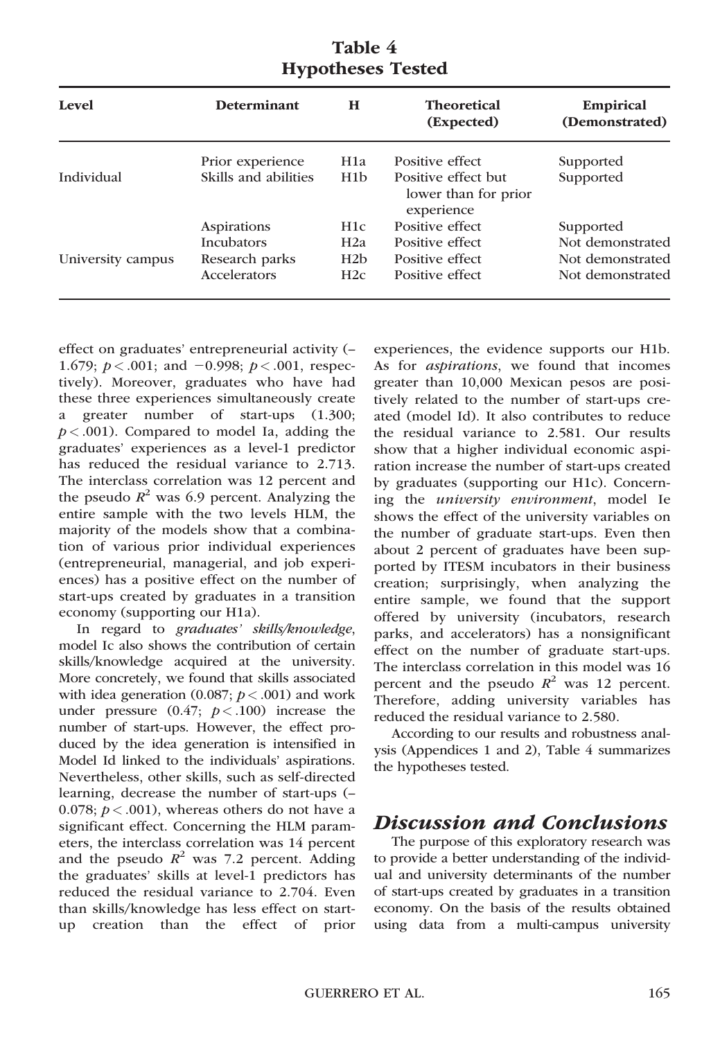**Table 4**
**Hypotheses Tested**

| Level | Determinant | H | Theoretical (Expected) | Empirical (Demonstrated) |
|---|---|---|---|---|
| | Prior experience | H1a | Positive effect | Supported |
| Individual | Skills and abilities | H1b | Positive effect but lower than for prior experience | Supported |
| | Aspirations | H1c | Positive effect | Supported |
| | Incubators | H2a | Positive effect | Not demonstrated |
| University campus | Research parks | H2b | Positive effect | Not demonstrated |
| | Accelerators | H2c | Positive effect | Not demonstrated |

effect on graduates' entrepreneurial activity (–1.679; $p < .001$; and $-0.998$; $p < .001$, respectively). Moreover, graduates who have had these three experiences simultaneously create a greater number of start-ups (1.300; $p < .001$). Compared to model Ia, adding the graduates' experiences as a level-1 predictor has reduced the residual variance to 2.713. The interclass correlation was 12 percent and the pseudo $R^2$ was 6.9 percent. Analyzing the entire sample with the two levels HLM, the majority of the models show that a combination of various prior individual experiences (entrepreneurial, managerial, and job experiences) has a positive effect on the number of start-ups created by graduates in a transition economy (supporting our H1a).

In regard to *graduates' skills/knowledge*, model Ic also shows the contribution of certain skills/knowledge acquired at the university. More concretely, we found that skills associated with idea generation (0.087; $p < .001$) and work under pressure (0.47; $p < .100$) increase the number of start-ups. However, the effect produced by the idea generation is intensified in Model Id linked to the individuals' aspirations. Nevertheless, other skills, such as self-directed learning, decrease the number of start-ups (–0.078; $p < .001$), whereas others do not have a significant effect. Concerning the HLM parameters, the interclass correlation was 14 percent and the pseudo $R^2$ was 7.2 percent. Adding the graduates' skills at level-1 predictors has reduced the residual variance to 2.704. Even than skills/knowledge has less effect on start-up creation than the effect of prior experiences, the evidence supports our H1b. As for *aspirations*, we found that incomes greater than 10,000 Mexican pesos are positively related to the number of start-ups created (model Id). It also contributes to reduce the residual variance to 2.581. Our results show that a higher individual economic aspiration increase the number of start-ups created by graduates (supporting our H1c). Concerning the *university environment*, model Ie shows the effect of the university variables on the number of graduate start-ups. Even then about 2 percent of graduates have been supported by ITESM incubators in their business creation; surprisingly, when analyzing the entire sample, we found that the support offered by university (incubators, research parks, and accelerators) has a nonsignificant effect on the number of graduate start-ups. The interclass correlation in this model was 16 percent and the pseudo $R^2$ was 12 percent. Therefore, adding university variables has reduced the residual variance to 2.580.

According to our results and robustness analysis (Appendices 1 and 2), Table 4 summarizes the hypotheses tested.

## Discussion and Conclusions

The purpose of this exploratory research was to provide a better understanding of the individual and university determinants of the number of start-ups created by graduates in a transition economy. On the basis of the results obtained using data from a multi-campus university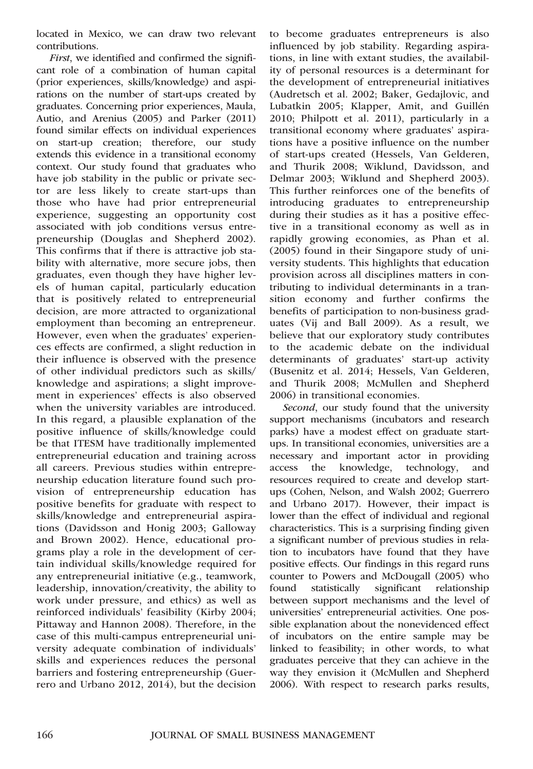located in Mexico, we can draw two relevant contributions.

*First*, we identified and confirmed the significant role of a combination of human capital (prior experiences, skills/knowledge) and aspirations on the number of start-ups created by graduates. Concerning prior experiences, Maula, Autio, and Arenius (2005) and Parker (2011) found similar effects on individual experiences on start-up creation; therefore, our study extends this evidence in a transitional economy context. Our study found that graduates who have job stability in the public or private sector are less likely to create start-ups than those who have had prior entrepreneurial experience, suggesting an opportunity cost associated with job conditions versus entrepreneurship (Douglas and Shepherd 2002). This confirms that if there is attractive job stability with alternative, more secure jobs, then graduates, even though they have higher levels of human capital, particularly education that is positively related to entrepreneurial decision, are more attracted to organizational employment than becoming an entrepreneur. However, even when the graduates' experiences effects are confirmed, a slight reduction in their influence is observed with the presence of other individual predictors such as skills/knowledge and aspirations; a slight improvement in experiences' effects is also observed when the university variables are introduced. In this regard, a plausible explanation of the positive influence of skills/knowledge could be that ITESM have traditionally implemented entrepreneurial education and training across all careers. Previous studies within entrepreneurship education literature found such provision of entrepreneurship education has positive benefits for graduate with respect to skills/knowledge and entrepreneurial aspirations (Davidsson and Honig 2003; Galloway and Brown 2002). Hence, educational programs play a role in the development of certain individual skills/knowledge required for any entrepreneurial initiative (e.g., teamwork, leadership, innovation/creativity, the ability to work under pressure, and ethics) as well as reinforced individuals' feasibility (Kirby 2004; Pittaway and Hannon 2008). Therefore, in the case of this multi-campus entrepreneurial university adequate combination of individuals' skills and experiences reduces the personal barriers and fostering entrepreneurship (Guerrero and Urbano 2012, 2014), but the decision to become graduates entrepreneurs is also influenced by job stability. Regarding aspirations, in line with extant studies, the availability of personal resources is a determinant for the development of entrepreneurial initiatives (Audretsch et al. 2002; Baker, Gedajlovic, and Lubatkin 2005; Klapper, Amit, and Guillén 2010; Philpott et al. 2011), particularly in a transitional economy where graduates' aspirations have a positive influence on the number of start-ups created (Hessels, Van Gelderen, and Thurik 2008; Wiklund, Davidsson, and Delmar 2003; Wiklund and Shepherd 2003). This further reinforces one of the benefits of introducing graduates to entrepreneurship during their studies as it has a positive effective in a transitional economy as well as in rapidly growing economies, as Phan et al. (2005) found in their Singapore study of university students. This highlights that education provision across all disciplines matters in contributing to individual determinants in a transition economy and further confirms the benefits of participation to non-business graduates (Vij and Ball 2009). As a result, we believe that our exploratory study contributes to the academic debate on the individual determinants of graduates' start-up activity (Busenitz et al. 2014; Hessels, Van Gelderen, and Thurik 2008; McMullen and Shepherd 2006) in transitional economies.

*Second*, our study found that the university support mechanisms (incubators and research parks) have a modest effect on graduate start-ups. In transitional economies, universities are a necessary and important actor in providing access the knowledge, technology, and resources required to create and develop start-ups (Cohen, Nelson, and Walsh 2002; Guerrero and Urbano 2017). However, their impact is lower than the effect of individual and regional characteristics. This is a surprising finding given a significant number of previous studies in relation to incubators have found that they have positive effects. Our findings in this regard runs counter to Powers and McDougall (2005) who found statistically significant relationship between support mechanisms and the level of universities' entrepreneurial activities. One possible explanation about the nonevidenced effect of incubators on the entire sample may be linked to feasibility; in other words, to what graduates perceive that they can achieve in the way they envision it (McMullen and Shepherd 2006). With respect to research parks results,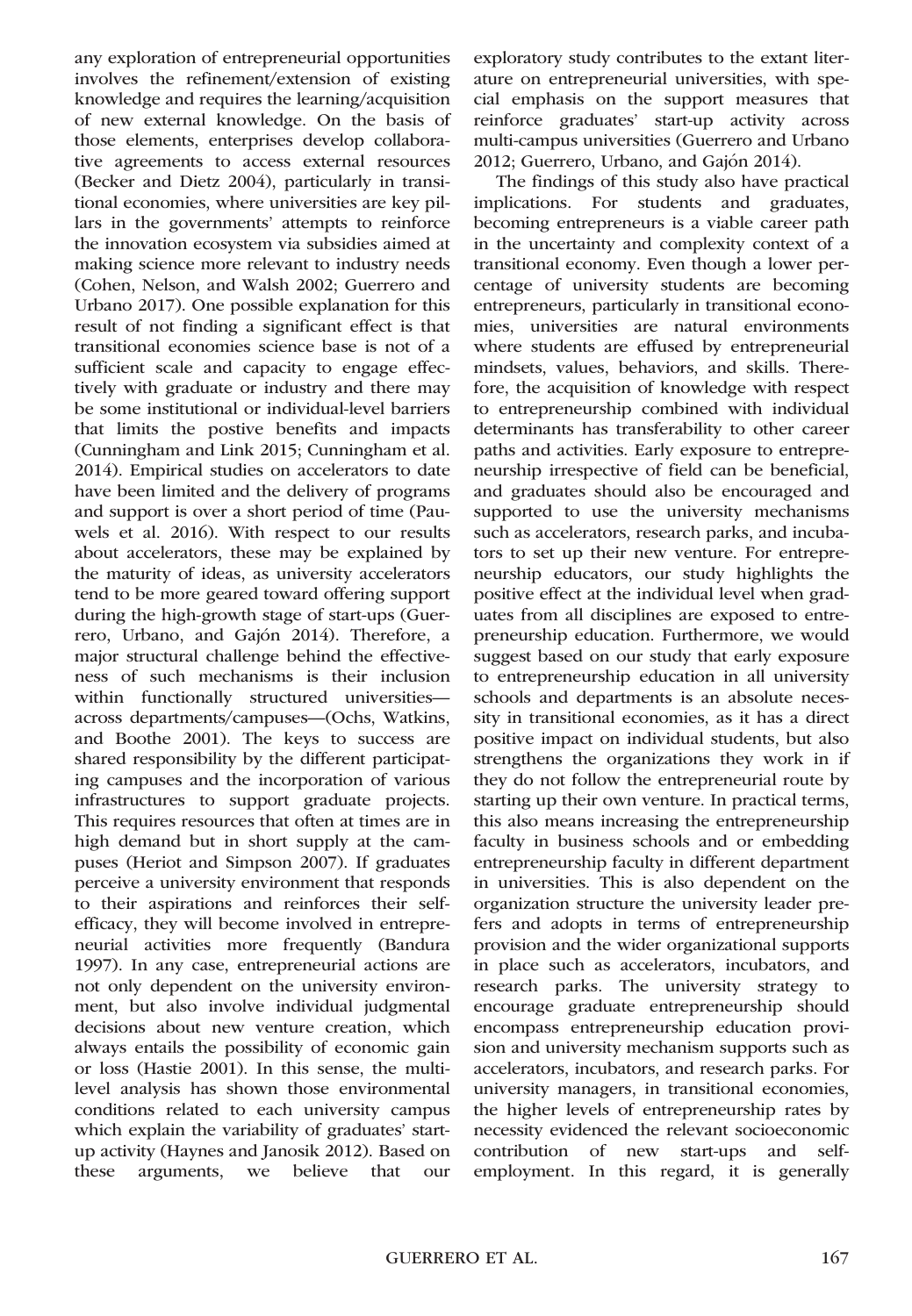any exploration of entrepreneurial opportunities involves the refinement/extension of existing knowledge and requires the learning/acquisition of new external knowledge. On the basis of those elements, enterprises develop collaborative agreements to access external resources (Becker and Dietz 2004), particularly in transitional economies, where universities are key pillars in the governments' attempts to reinforce the innovation ecosystem via subsidies aimed at making science more relevant to industry needs (Cohen, Nelson, and Walsh 2002; Guerrero and Urbano 2017). One possible explanation for this result of not finding a significant effect is that transitional economies science base is not of a sufficient scale and capacity to engage effectively with graduate or industry and there may be some institutional or individual-level barriers that limits the postive benefits and impacts (Cunningham and Link 2015; Cunningham et al. 2014). Empirical studies on accelerators to date have been limited and the delivery of programs and support is over a short period of time (Pauwels et al. 2016). With respect to our results about accelerators, these may be explained by the maturity of ideas, as university accelerators tend to be more geared toward offering support during the high-growth stage of start-ups (Guerrero, Urbano, and Gajón 2014). Therefore, a major structural challenge behind the effectiveness of such mechanisms is their inclusion within functionally structured universities—across departments/campuses—(Ochs, Watkins, and Boothe 2001). The keys to success are shared responsibility by the different participating campuses and the incorporation of various infrastructures to support graduate projects. This requires resources that often at times are in high demand but in short supply at the campuses (Heriot and Simpson 2007). If graduates perceive a university environment that responds to their aspirations and reinforces their self-efficacy, they will become involved in entrepreneurial activities more frequently (Bandura 1997). In any case, entrepreneurial actions are not only dependent on the university environment, but also involve individual judgmental decisions about new venture creation, which always entails the possibility of economic gain or loss (Hastie 2001). In this sense, the multilevel analysis has shown those environmental conditions related to each university campus which explain the variability of graduates' start-up activity (Haynes and Janosik 2012). Based on these arguments, we believe that our exploratory study contributes to the extant literature on entrepreneurial universities, with special emphasis on the support measures that reinforce graduates' start-up activity across multi-campus universities (Guerrero and Urbano 2012; Guerrero, Urbano, and Gajón 2014).

The findings of this study also have practical implications. For students and graduates, becoming entrepreneurs is a viable career path in the uncertainty and complexity context of a transitional economy. Even though a lower percentage of university students are becoming entrepreneurs, particularly in transitional economies, universities are natural environments where students are effused by entrepreneurial mindsets, values, behaviors, and skills. Therefore, the acquisition of knowledge with respect to entrepreneurship combined with individual determinants has transferability to other career paths and activities. Early exposure to entrepreneurship irrespective of field can be beneficial, and graduates should also be encouraged and supported to use the university mechanisms such as accelerators, research parks, and incubators to set up their new venture. For entrepreneurship educators, our study highlights the positive effect at the individual level when graduates from all disciplines are exposed to entrepreneurship education. Furthermore, we would suggest based on our study that early exposure to entrepreneurship education in all university schools and departments is an absolute necessity in transitional economies, as it has a direct positive impact on individual students, but also strengthens the organizations they work in if they do not follow the entrepreneurial route by starting up their own venture. In practical terms, this also means increasing the entrepreneurship faculty in business schools and or embedding entrepreneurship faculty in different department in universities. This is also dependent on the organization structure the university leader prefers and adopts in terms of entrepreneurship provision and the wider organizational supports in place such as accelerators, incubators, and research parks. The university strategy to encourage graduate entrepreneurship should encompass entrepreneurship education provision and university mechanism supports such as accelerators, incubators, and research parks. For university managers, in transitional economies, the higher levels of entrepreneurship rates by necessity evidenced the relevant socioeconomic contribution of new start-ups and self-employment. In this regard, it is generally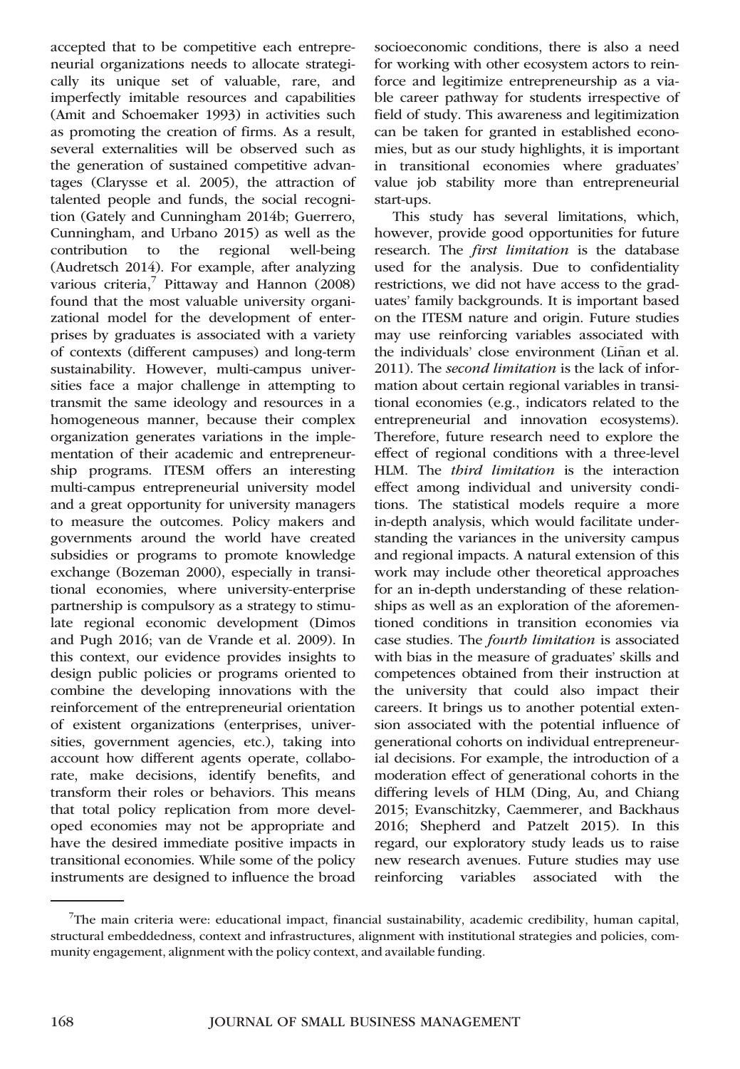accepted that to be competitive each entrepreneurial organizations needs to allocate strategically its unique set of valuable, rare, and imperfectly imitable resources and capabilities (Amit and Schoemaker 1993) in activities such as promoting the creation of firms. As a result, several externalities will be observed such as the generation of sustained competitive advantages (Clarysse et al. 2005), the attraction of talented people and funds, the social recognition (Gately and Cunningham 2014b; Guerrero, Cunningham, and Urbano 2015) as well as the contribution to the regional well-being (Audretsch 2014). For example, after analyzing various criteria,[7] Pittaway and Hannon (2008) found that the most valuable university organizational model for the development of enterprises by graduates is associated with a variety of contexts (different campuses) and long-term sustainability. However, multi-campus universities face a major challenge in attempting to transmit the same ideology and resources in a homogeneous manner, because their complex organization generates variations in the implementation of their academic and entrepreneurship programs. ITESM offers an interesting multi-campus entrepreneurial university model and a great opportunity for university managers to measure the outcomes. Policy makers and governments around the world have created subsidies or programs to promote knowledge exchange (Bozeman 2000), especially in transitional economies, where university-enterprise partnership is compulsory as a strategy to stimulate regional economic development (Dimos and Pugh 2016; van de Vrande et al. 2009). In this context, our evidence provides insights to design public policies or programs oriented to combine the developing innovations with the reinforcement of the entrepreneurial orientation of existent organizations (enterprises, universities, government agencies, etc.), taking into account how different agents operate, collaborate, make decisions, identify benefits, and transform their roles or behaviors. This means that total policy replication from more developed economies may not be appropriate and have the desired immediate positive impacts in transitional economies. While some of the policy instruments are designed to influence the broad socioeconomic conditions, there is also a need for working with other ecosystem actors to reinforce and legitimize entrepreneurship as a viable career pathway for students irrespective of field of study. This awareness and legitimization can be taken for granted in established economies, but as our study highlights, it is important in transitional economies where graduates' value job stability more than entrepreneurial start-ups.

This study has several limitations, which, however, provide good opportunities for future research. The *first limitation* is the database used for the analysis. Due to confidentiality restrictions, we did not have access to the graduates' family backgrounds. It is important based on the ITESM nature and origin. Future studies may use reinforcing variables associated with the individuals' close environment (Liñan et al. 2011). The *second limitation* is the lack of information about certain regional variables in transitional economies (e.g., indicators related to the entrepreneurial and innovation ecosystems). Therefore, future research need to explore the effect of regional conditions with a three-level HLM. The *third limitation* is the interaction effect among individual and university conditions. The statistical models require a more in-depth analysis, which would facilitate understanding the variances in the university campus and regional impacts. A natural extension of this work may include other theoretical approaches for an in-depth understanding of these relationships as well as an exploration of the aforementioned conditions in transition economies via case studies. The *fourth limitation* is associated with bias in the measure of graduates' skills and competences obtained from their instruction at the university that could also impact their careers. It brings us to another potential extension associated with the potential influence of generational cohorts on individual entrepreneurial decisions. For example, the introduction of a moderation effect of generational cohorts in the differing levels of HLM (Ding, Au, and Chiang 2015; Evanschitzky, Caemmerer, and Backhaus 2016; Shepherd and Patzelt 2015). In this regard, our exploratory study leads us to raise new research avenues. Future studies may use reinforcing variables associated with the

[7]The main criteria were: educational impact, financial sustainability, academic credibility, human capital, structural embeddedness, context and infrastructures, alignment with institutional strategies and policies, community engagement, alignment with the policy context, and available funding.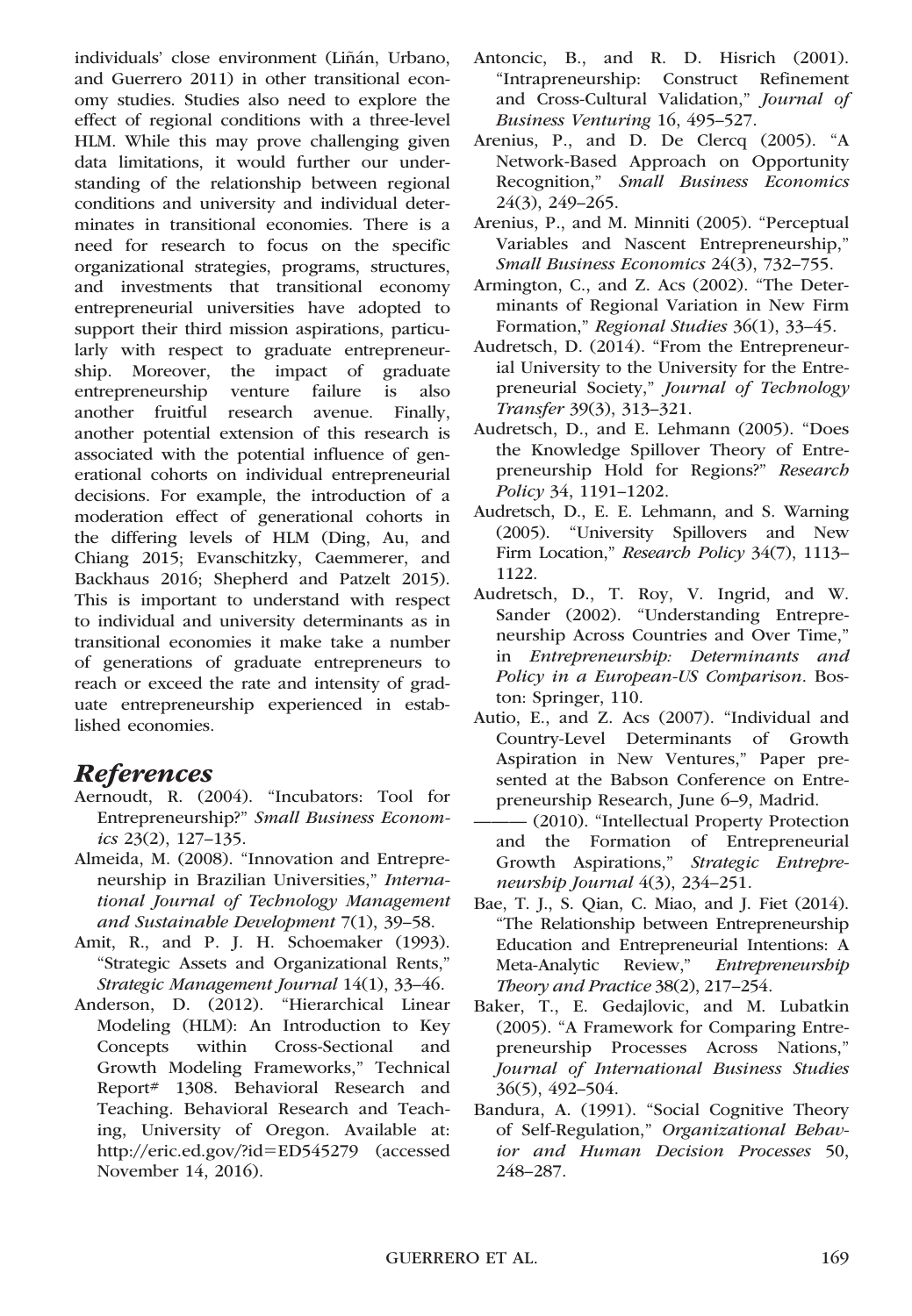individuals' close environment (Liñán, Urbano, and Guerrero 2011) in other transitional economy studies. Studies also need to explore the effect of regional conditions with a three-level HLM. While this may prove challenging given data limitations, it would further our understanding of the relationship between regional conditions and university and individual determinates in transitional economies. There is a need for research to focus on the specific organizational strategies, programs, structures, and investments that transitional economy entrepreneurial universities have adopted to support their third mission aspirations, particularly with respect to graduate entrepreneurship. Moreover, the impact of graduate entrepreneurship venture failure is also another fruitful research avenue. Finally, another potential extension of this research is associated with the potential influence of generational cohorts on individual entrepreneurial decisions. For example, the introduction of a moderation effect of generational cohorts in the differing levels of HLM (Ding, Au, and Chiang 2015; Evanschitzky, Caemmerer, and Backhaus 2016; Shepherd and Patzelt 2015). This is important to understand with respect to individual and university determinants as in transitional economies it make take a number of generations of graduate entrepreneurs to reach or exceed the rate and intensity of graduate entrepreneurship experienced in established economies.

## References

Aernoudt, R. (2004). "Incubators: Tool for Entrepreneurship?" *Small Business Economics* 23(2), 127–135.

Almeida, M. (2008). "Innovation and Entrepreneurship in Brazilian Universities," *International Journal of Technology Management and Sustainable Development* 7(1), 39–58.

Amit, R., and P. J. H. Schoemaker (1993). "Strategic Assets and Organizational Rents," *Strategic Management Journal* 14(1), 33–46.

Anderson, D. (2012). "Hierarchical Linear Modeling (HLM): An Introduction to Key Concepts within Cross-Sectional and Growth Modeling Frameworks," Technical Report# 1308. Behavioral Research and Teaching. Behavioral Research and Teaching, University of Oregon. Available at: http://eric.ed.gov/?id=ED545279 (accessed November 14, 2016).

Antoncic, B., and R. D. Hisrich (2001). "Intrapreneurship: Construct Refinement and Cross-Cultural Validation," *Journal of Business Venturing* 16, 495–527.

Arenius, P., and D. De Clercq (2005). "A Network-Based Approach on Opportunity Recognition," *Small Business Economics* 24(3), 249–265.

Arenius, P., and M. Minniti (2005). "Perceptual Variables and Nascent Entrepreneurship," *Small Business Economics* 24(3), 732–755.

Armington, C., and Z. Acs (2002). "The Determinants of Regional Variation in New Firm Formation," *Regional Studies* 36(1), 33–45.

Audretsch, D. (2014). "From the Entrepreneurial University to the University for the Entrepreneurial Society," *Journal of Technology Transfer* 39(3), 313–321.

Audretsch, D., and E. Lehmann (2005). "Does the Knowledge Spillover Theory of Entrepreneurship Hold for Regions?" *Research Policy* 34, 1191–1202.

Audretsch, D., E. E. Lehmann, and S. Warning (2005). "University Spillovers and New Firm Location," *Research Policy* 34(7), 1113–1122.

Audretsch, D., T. Roy, V. Ingrid, and W. Sander (2002). "Understanding Entrepreneurship Across Countries and Over Time," in *Entrepreneurship: Determinants and Policy in a European-US Comparison*. Boston: Springer, 110.

Autio, E., and Z. Acs (2007). "Individual and Country-Level Determinants of Growth Aspiration in New Ventures," Paper presented at the Babson Conference on Entrepreneurship Research, June 6–9, Madrid.

——— (2010). "Intellectual Property Protection and the Formation of Entrepreneurial Growth Aspirations," *Strategic Entrepreneurship Journal* 4(3), 234–251.

Bae, T. J., S. Qian, C. Miao, and J. Fiet (2014). "The Relationship between Entrepreneurship Education and Entrepreneurial Intentions: A Meta-Analytic Review," *Entrepreneurship Theory and Practice* 38(2), 217–254.

Baker, T., E. Gedajlovic, and M. Lubatkin (2005). "A Framework for Comparing Entrepreneurship Processes Across Nations," *Journal of International Business Studies* 36(5), 492–504.

Bandura, A. (1991). "Social Cognitive Theory of Self-Regulation," *Organizational Behavior and Human Decision Processes* 50, 248–287.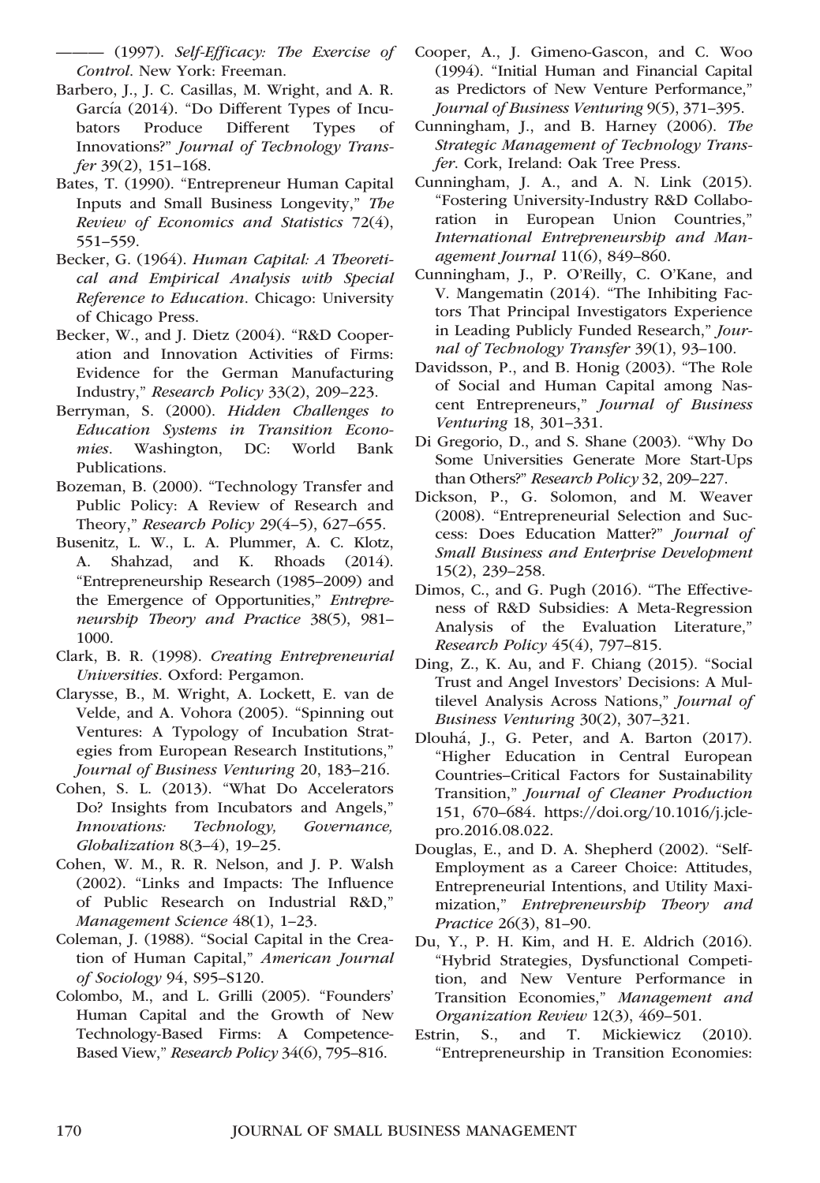——— (1997). *Self-Efficacy: The Exercise of Control*. New York: Freeman.

Barbero, J., J. C. Casillas, M. Wright, and A. R. García (2014). "Do Different Types of Incubators Produce Different Types of Innovations?" *Journal of Technology Transfer* 39(2), 151–168.

Bates, T. (1990). "Entrepreneur Human Capital Inputs and Small Business Longevity," *The Review of Economics and Statistics* 72(4), 551–559.

Becker, G. (1964). *Human Capital: A Theoretical and Empirical Analysis with Special Reference to Education*. Chicago: University of Chicago Press.

Becker, W., and J. Dietz (2004). "R&D Cooperation and Innovation Activities of Firms: Evidence for the German Manufacturing Industry," *Research Policy* 33(2), 209–223.

Berryman, S. (2000). *Hidden Challenges to Education Systems in Transition Economies*. Washington, DC: World Bank Publications.

Bozeman, B. (2000). "Technology Transfer and Public Policy: A Review of Research and Theory," *Research Policy* 29(4–5), 627–655.

Busenitz, L. W., L. A. Plummer, A. C. Klotz, A. Shahzad, and K. Rhoads (2014). "Entrepreneurship Research (1985–2009) and the Emergence of Opportunities," *Entrepreneurship Theory and Practice* 38(5), 981–1000.

Clark, B. R. (1998). *Creating Entrepreneurial Universities*. Oxford: Pergamon.

Clarysse, B., M. Wright, A. Lockett, E. van de Velde, and A. Vohora (2005). "Spinning out Ventures: A Typology of Incubation Strategies from European Research Institutions," *Journal of Business Venturing* 20, 183–216.

Cohen, S. L. (2013). "What Do Accelerators Do? Insights from Incubators and Angels," *Innovations: Technology, Governance, Globalization* 8(3–4), 19–25.

Cohen, W. M., R. R. Nelson, and J. P. Walsh (2002). "Links and Impacts: The Influence of Public Research on Industrial R&D," *Management Science* 48(1), 1–23.

Coleman, J. (1988). "Social Capital in the Creation of Human Capital," *American Journal of Sociology* 94, S95–S120.

Colombo, M., and L. Grilli (2005). "Founders' Human Capital and the Growth of New Technology-Based Firms: A Competence-Based View," *Research Policy* 34(6), 795–816.

Cooper, A., J. Gimeno-Gascon, and C. Woo (1994). "Initial Human and Financial Capital as Predictors of New Venture Performance," *Journal of Business Venturing* 9(5), 371–395.

Cunningham, J., and B. Harney (2006). *The Strategic Management of Technology Transfer*. Cork, Ireland: Oak Tree Press.

Cunningham, J. A., and A. N. Link (2015). "Fostering University-Industry R&D Collaboration in European Union Countries," *International Entrepreneurship and Management Journal* 11(6), 849–860.

Cunningham, J., P. O'Reilly, C. O'Kane, and V. Mangematin (2014). "The Inhibiting Factors That Principal Investigators Experience in Leading Publicly Funded Research," *Journal of Technology Transfer* 39(1), 93–100.

Davidsson, P., and B. Honig (2003). "The Role of Social and Human Capital among Nascent Entrepreneurs," *Journal of Business Venturing* 18, 301–331.

Di Gregorio, D., and S. Shane (2003). "Why Do Some Universities Generate More Start-Ups than Others?" *Research Policy* 32, 209–227.

Dickson, P., G. Solomon, and M. Weaver (2008). "Entrepreneurial Selection and Success: Does Education Matter?" *Journal of Small Business and Enterprise Development* 15(2), 239–258.

Dimos, C., and G. Pugh (2016). "The Effectiveness of R&D Subsidies: A Meta-Regression Analysis of the Evaluation Literature," *Research Policy* 45(4), 797–815.

Ding, Z., K. Au, and F. Chiang (2015). "Social Trust and Angel Investors' Decisions: A Multilevel Analysis Across Nations," *Journal of Business Venturing* 30(2), 307–321.

Dlouhá, J., G. Peter, and A. Barton (2017). "Higher Education in Central European Countries–Critical Factors for Sustainability Transition," *Journal of Cleaner Production* 151, 670–684. https://doi.org/10.1016/j.jclepro.2016.08.022.

Douglas, E., and D. A. Shepherd (2002). "Self-Employment as a Career Choice: Attitudes, Entrepreneurial Intentions, and Utility Maximization," *Entrepreneurship Theory and Practice* 26(3), 81–90.

Du, Y., P. H. Kim, and H. E. Aldrich (2016). "Hybrid Strategies, Dysfunctional Competition, and New Venture Performance in Transition Economies," *Management and Organization Review* 12(3), 469–501.

Estrin, S., and T. Mickiewicz (2010). "Entrepreneurship in Transition Economies: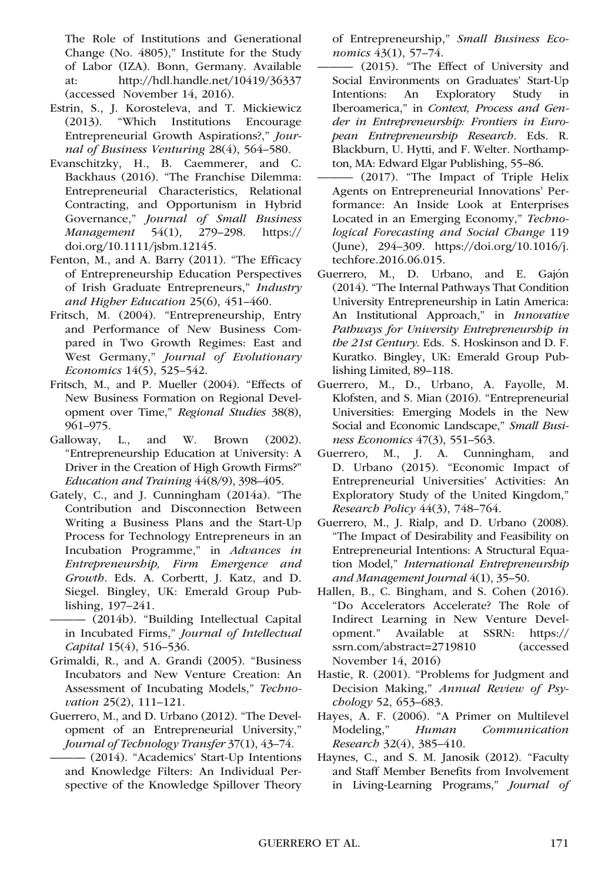The Role of Institutions and Generational Change (No. 4805)," Institute for the Study of Labor (IZA). Bonn, Germany. Available at: http://hdl.handle.net/10419/36337 (accessed November 14, 2016).

Estrin, S., J. Korosteleva, and T. Mickiewicz (2013). "Which Institutions Encourage Entrepreneurial Growth Aspirations?," *Journal of Business Venturing* 28(4), 564–580.

Evanschitzky, H., B. Caemmerer, and C. Backhaus (2016). "The Franchise Dilemma: Entrepreneurial Characteristics, Relational Contracting, and Opportunism in Hybrid Governance," *Journal of Small Business Management* 54(1), 279–298. https://doi.org/10.1111/jsbm.12145.

Fenton, M., and A. Barry (2011). "The Efficacy of Entrepreneurship Education Perspectives of Irish Graduate Entrepreneurs," *Industry and Higher Education* 25(6), 451–460.

Fritsch, M. (2004). "Entrepreneurship, Entry and Performance of New Business Compared in Two Growth Regimes: East and West Germany," *Journal of Evolutionary Economics* 14(5), 525–542.

Fritsch, M., and P. Mueller (2004). "Effects of New Business Formation on Regional Development over Time," *Regional Studies* 38(8), 961–975.

Galloway, L., and W. Brown (2002). "Entrepreneurship Education at University: A Driver in the Creation of High Growth Firms?" *Education and Training* 44(8/9), 398–405.

Gately, C., and J. Cunningham (2014a). "The Contribution and Disconnection Between Writing a Business Plans and the Start-Up Process for Technology Entrepreneurs in an Incubation Programme," in *Advances in Entrepreneurship, Firm Emergence and Growth*. Eds. A. Corbertt, J. Katz, and D. Siegel. Bingley, UK: Emerald Group Publishing, 197–241.

——— (2014b). "Building Intellectual Capital in Incubated Firms," *Journal of Intellectual Capital* 15(4), 516–536.

Grimaldi, R., and A. Grandi (2005). "Business Incubators and New Venture Creation: An Assessment of Incubating Models," *Technovation* 25(2), 111–121.

Guerrero, M., and D. Urbano (2012). "The Development of an Entrepreneurial University," *Journal of Technology Transfer* 37(1), 43–74.

——— (2014). "Academics' Start-Up Intentions and Knowledge Filters: An Individual Perspective of the Knowledge Spillover Theory of Entrepreneurship," *Small Business Economics* 43(1), 57–74.

——— (2015). "The Effect of University and Social Environments on Graduates' Start-Up Intentions: An Exploratory Study in Iberoamerica," in *Context, Process and Gender in Entrepreneurship: Frontiers in European Entrepreneurship Research*. Eds. R. Blackburn, U. Hytti, and F. Welter. Northampton, MA: Edward Elgar Publishing, 55–86.

——— (2017). "The Impact of Triple Helix Agents on Entrepreneurial Innovations' Performance: An Inside Look at Enterprises Located in an Emerging Economy," *Technological Forecasting and Social Change* 119 (June), 294–309. https://doi.org/10.1016/j.techfore.2016.06.015.

Guerrero, M., D. Urbano, and E. Gajón (2014). "The Internal Pathways That Condition University Entrepreneurship in Latin America: An Institutional Approach," in *Innovative Pathways for University Entrepreneurship in the 21st Century*. Eds. S. Hoskinson and D. F. Kuratko. Bingley, UK: Emerald Group Publishing Limited, 89–118.

Guerrero, M., D., Urbano, A. Fayolle, M. Klofsten, and S. Mian (2016). "Entrepreneurial Universities: Emerging Models in the New Social and Economic Landscape," *Small Business Economics* 47(3), 551–563.

Guerrero, M., J. A. Cunningham, and D. Urbano (2015). "Economic Impact of Entrepreneurial Universities' Activities: An Exploratory Study of the United Kingdom," *Research Policy* 44(3), 748–764.

Guerrero, M., J. Rialp, and D. Urbano (2008). "The Impact of Desirability and Feasibility on Entrepreneurial Intentions: A Structural Equation Model," *International Entrepreneurship and Management Journal* 4(1), 35–50.

Hallen, B., C. Bingham, and S. Cohen (2016). "Do Accelerators Accelerate? The Role of Indirect Learning in New Venture Development." Available at SSRN: https://ssrn.com/abstract=2719810 (accessed November 14, 2016)

Hastie, R. (2001). "Problems for Judgment and Decision Making," *Annual Review of Psychology* 52, 653–683.

Hayes, A. F. (2006). "A Primer on Multilevel Modeling," *Human Communication Research* 32(4), 385–410.

Haynes, C., and S. M. Janosik (2012). "Faculty and Staff Member Benefits from Involvement in Living-Learning Programs," *Journal of*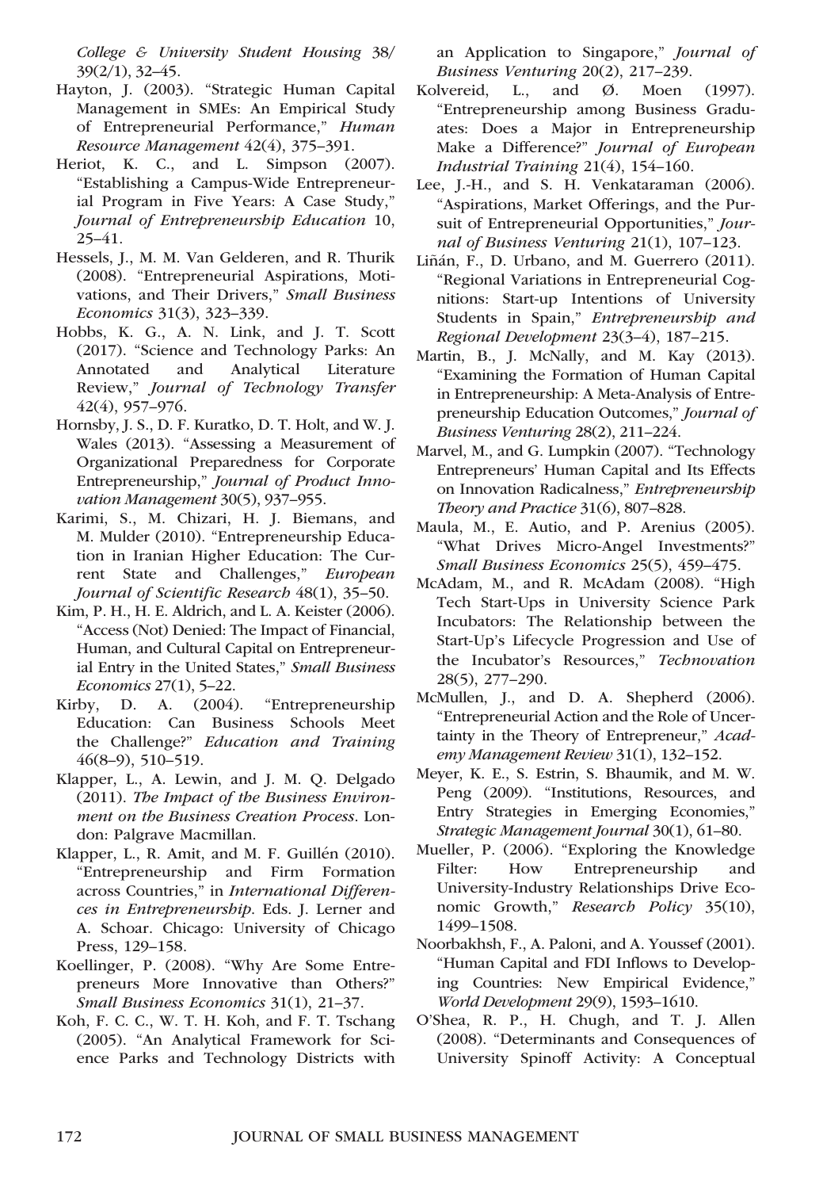*College & University Student Housing* 38/39(2/1), 32–45.

Hayton, J. (2003). "Strategic Human Capital Management in SMEs: An Empirical Study of Entrepreneurial Performance," *Human Resource Management* 42(4), 375–391.

Heriot, K. C., and L. Simpson (2007). "Establishing a Campus-Wide Entrepreneurial Program in Five Years: A Case Study," *Journal of Entrepreneurship Education* 10, 25–41.

Hessels, J., M. M. Van Gelderen, and R. Thurik (2008). "Entrepreneurial Aspirations, Motivations, and Their Drivers," *Small Business Economics* 31(3), 323–339.

Hobbs, K. G., A. N. Link, and J. T. Scott (2017). "Science and Technology Parks: An Annotated and Analytical Literature Review," *Journal of Technology Transfer* 42(4), 957–976.

Hornsby, J. S., D. F. Kuratko, D. T. Holt, and W. J. Wales (2013). "Assessing a Measurement of Organizational Preparedness for Corporate Entrepreneurship," *Journal of Product Innovation Management* 30(5), 937–955.

Karimi, S., M. Chizari, H. J. Biemans, and M. Mulder (2010). "Entrepreneurship Education in Iranian Higher Education: The Current State and Challenges," *European Journal of Scientific Research* 48(1), 35–50.

Kim, P. H., H. E. Aldrich, and L. A. Keister (2006). "Access (Not) Denied: The Impact of Financial, Human, and Cultural Capital on Entrepreneurial Entry in the United States," *Small Business Economics* 27(1), 5–22.

Kirby, D. A. (2004). "Entrepreneurship Education: Can Business Schools Meet the Challenge?" *Education and Training* 46(8–9), 510–519.

Klapper, L., A. Lewin, and J. M. Q. Delgado (2011). *The Impact of the Business Environment on the Business Creation Process*. London: Palgrave Macmillan.

Klapper, L., R. Amit, and M. F. Guillén (2010). "Entrepreneurship and Firm Formation across Countries," in *International Differences in Entrepreneurship*. Eds. J. Lerner and A. Schoar. Chicago: University of Chicago Press, 129–158.

Koellinger, P. (2008). "Why Are Some Entrepreneurs More Innovative than Others?" *Small Business Economics* 31(1), 21–37.

Koh, F. C. C., W. T. H. Koh, and F. T. Tschang (2005). "An Analytical Framework for Science Parks and Technology Districts with an Application to Singapore," *Journal of Business Venturing* 20(2), 217–239.

Kolvereid, L., and Ø. Moen (1997). "Entrepreneurship among Business Graduates: Does a Major in Entrepreneurship Make a Difference?" *Journal of European Industrial Training* 21(4), 154–160.

Lee, J.-H., and S. H. Venkataraman (2006). "Aspirations, Market Offerings, and the Pursuit of Entrepreneurial Opportunities," *Journal of Business Venturing* 21(1), 107–123.

Liñán, F., D. Urbano, and M. Guerrero (2011). "Regional Variations in Entrepreneurial Cognitions: Start-up Intentions of University Students in Spain," *Entrepreneurship and Regional Development* 23(3–4), 187–215.

Martin, B., J. McNally, and M. Kay (2013). "Examining the Formation of Human Capital in Entrepreneurship: A Meta-Analysis of Entrepreneurship Education Outcomes," *Journal of Business Venturing* 28(2), 211–224.

Marvel, M., and G. Lumpkin (2007). "Technology Entrepreneurs' Human Capital and Its Effects on Innovation Radicalness," *Entrepreneurship Theory and Practice* 31(6), 807–828.

Maula, M., E. Autio, and P. Arenius (2005). "What Drives Micro-Angel Investments?" *Small Business Economics* 25(5), 459–475.

McAdam, M., and R. McAdam (2008). "High Tech Start-Ups in University Science Park Incubators: The Relationship between the Start-Up's Lifecycle Progression and Use of the Incubator's Resources," *Technovation* 28(5), 277–290.

McMullen, J., and D. A. Shepherd (2006). "Entrepreneurial Action and the Role of Uncertainty in the Theory of Entrepreneur," *Academy Management Review* 31(1), 132–152.

Meyer, K. E., S. Estrin, S. Bhaumik, and M. W. Peng (2009). "Institutions, Resources, and Entry Strategies in Emerging Economies," *Strategic Management Journal* 30(1), 61–80.

Mueller, P. (2006). "Exploring the Knowledge Filter: How Entrepreneurship and University-Industry Relationships Drive Economic Growth," *Research Policy* 35(10), 1499–1508.

Noorbakhsh, F., A. Paloni, and A. Youssef (2001). "Human Capital and FDI Inflows to Developing Countries: New Empirical Evidence," *World Development* 29(9), 1593–1610.

O'Shea, R. P., H. Chugh, and T. J. Allen (2008). "Determinants and Consequences of University Spinoff Activity: A Conceptual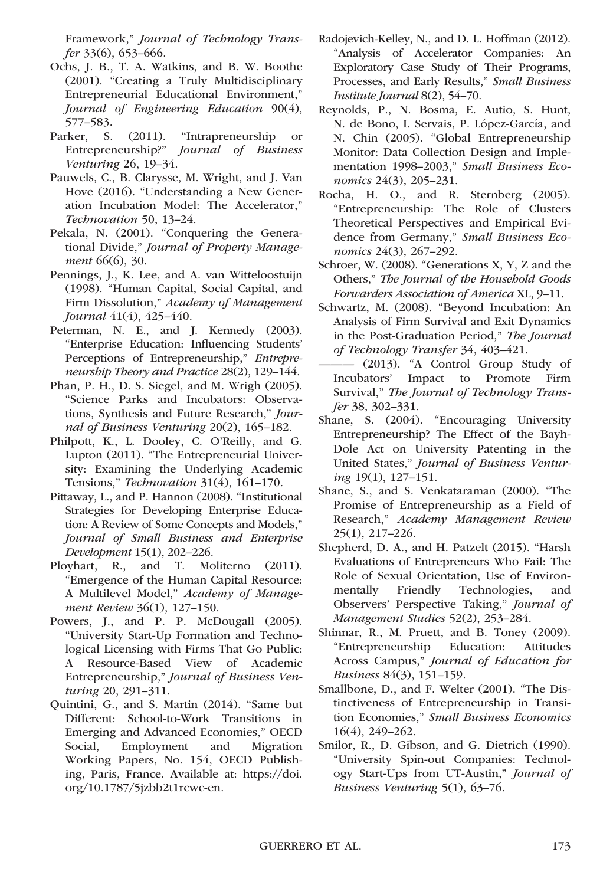Framework," *Journal of Technology Transfer* 33(6), 653–666.

Ochs, J. B., T. A. Watkins, and B. W. Boothe (2001). "Creating a Truly Multidisciplinary Entrepreneurial Educational Environment," *Journal of Engineering Education* 90(4), 577–583.

Parker, S. (2011). "Intrapreneurship or Entrepreneurship?" *Journal of Business Venturing* 26, 19–34.

Pauwels, C., B. Clarysse, M. Wright, and J. Van Hove (2016). "Understanding a New Generation Incubation Model: The Accelerator," *Technovation* 50, 13–24.

Pekala, N. (2001). "Conquering the Generational Divide," *Journal of Property Management* 66(6), 30.

Pennings, J., K. Lee, and A. van Witteloostuijn (1998). "Human Capital, Social Capital, and Firm Dissolution," *Academy of Management Journal* 41(4), 425–440.

Peterman, N. E., and J. Kennedy (2003). "Enterprise Education: Influencing Students' Perceptions of Entrepreneurship," *Entrepreneurship Theory and Practice* 28(2), 129–144.

Phan, P. H., D. S. Siegel, and M. Wrigh (2005). "Science Parks and Incubators: Observations, Synthesis and Future Research," *Journal of Business Venturing* 20(2), 165–182.

Philpott, K., L. Dooley, C. O'Reilly, and G. Lupton (2011). "The Entrepreneurial University: Examining the Underlying Academic Tensions," *Technovation* 31(4), 161–170.

Pittaway, L., and P. Hannon (2008). "Institutional Strategies for Developing Enterprise Education: A Review of Some Concepts and Models," *Journal of Small Business and Enterprise Development* 15(1), 202–226.

Ployhart, R., and T. Moliterno (2011). "Emergence of the Human Capital Resource: A Multilevel Model," *Academy of Management Review* 36(1), 127–150.

Powers, J., and P. P. McDougall (2005). "University Start-Up Formation and Technological Licensing with Firms That Go Public: A Resource-Based View of Academic Entrepreneurship," *Journal of Business Venturing* 20, 291–311.

Quintini, G., and S. Martin (2014). "Same but Different: School-to-Work Transitions in Emerging and Advanced Economies," OECD Social, Employment and Migration Working Papers, No. 154, OECD Publishing, Paris, France. Available at: https://doi.org/10.1787/5jzbb2t1rcwc-en.

Radojevich-Kelley, N., and D. L. Hoffman (2012). "Analysis of Accelerator Companies: An Exploratory Case Study of Their Programs, Processes, and Early Results," *Small Business Institute Journal* 8(2), 54–70.

Reynolds, P., N. Bosma, E. Autio, S. Hunt, N. de Bono, I. Servais, P. López-García, and N. Chin (2005). "Global Entrepreneurship Monitor: Data Collection Design and Implementation 1998–2003," *Small Business Economics* 24(3), 205–231.

Rocha, H. O., and R. Sternberg (2005). "Entrepreneurship: The Role of Clusters Theoretical Perspectives and Empirical Evidence from Germany," *Small Business Economics* 24(3), 267–292.

Schroer, W. (2008). "Generations X, Y, Z and the Others," *The Journal of the Household Goods Forwarders Association of America* XL, 9–11.

Schwartz, M. (2008). "Beyond Incubation: An Analysis of Firm Survival and Exit Dynamics in the Post-Graduation Period," *The Journal of Technology Transfer* 34, 403–421.

——— (2013). "A Control Group Study of Incubators' Impact to Promote Firm Survival," *The Journal of Technology Transfer* 38, 302–331.

Shane, S. (2004). "Encouraging University Entrepreneurship? The Effect of the Bayh-Dole Act on University Patenting in the United States," *Journal of Business Venturing* 19(1), 127–151.

Shane, S., and S. Venkataraman (2000). "The Promise of Entrepreneurship as a Field of Research," *Academy Management Review* 25(1), 217–226.

Shepherd, D. A., and H. Patzelt (2015). "Harsh Evaluations of Entrepreneurs Who Fail: The Role of Sexual Orientation, Use of Environmentally Friendly Technologies, and Observers' Perspective Taking," *Journal of Management Studies* 52(2), 253–284.

Shinnar, R., M. Pruett, and B. Toney (2009). "Entrepreneurship Education: Attitudes Across Campus," *Journal of Education for Business* 84(3), 151–159.

Smallbone, D., and F. Welter (2001). "The Distinctiveness of Entrepreneurship in Transition Economies," *Small Business Economics* 16(4), 249–262.

Smilor, R., D. Gibson, and G. Dietrich (1990). "University Spin-out Companies: Technology Start-Ups from UT-Austin," *Journal of Business Venturing* 5(1), 63–76.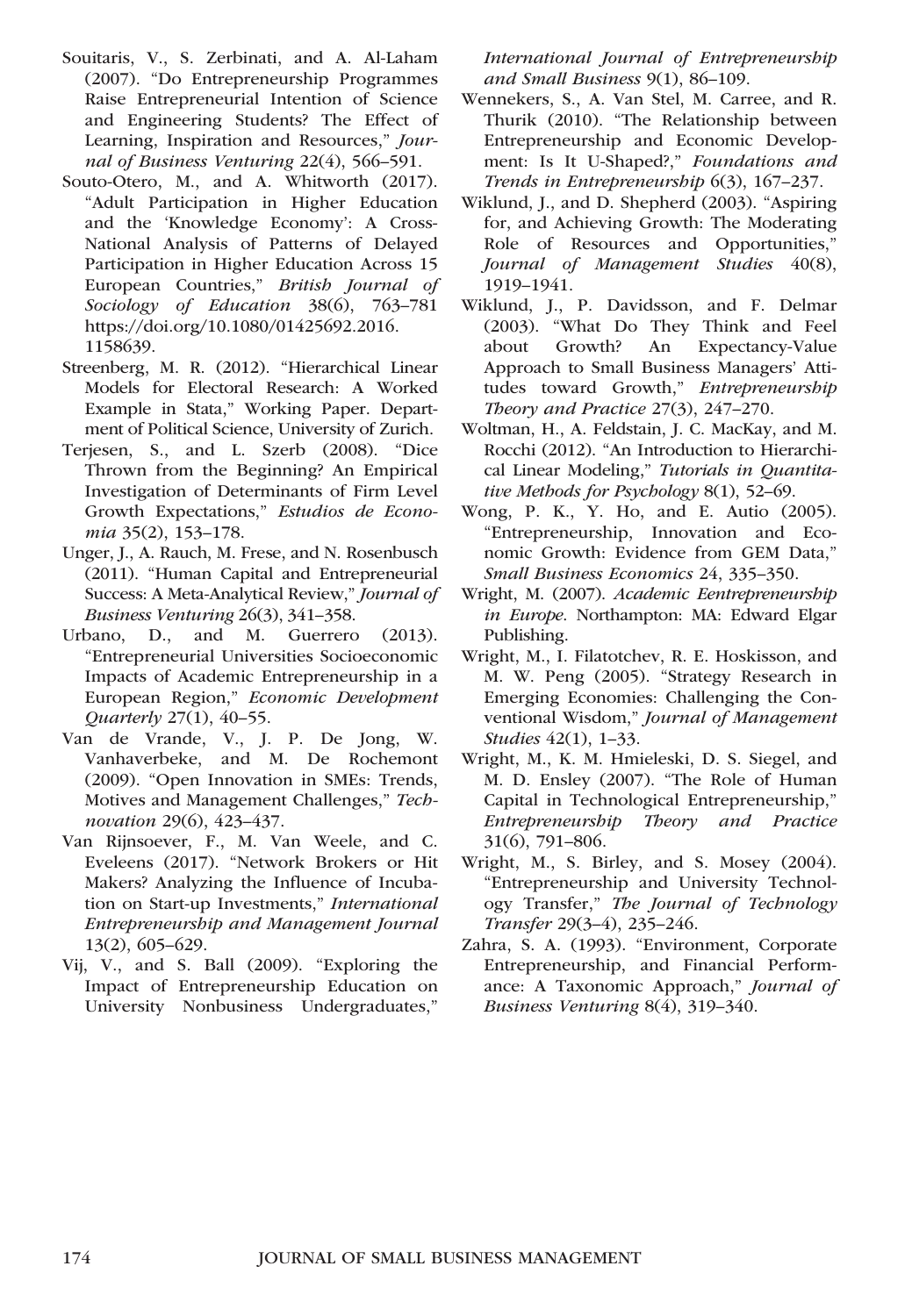Souitaris, V., S. Zerbinati, and A. Al-Laham (2007). "Do Entrepreneurship Programmes Raise Entrepreneurial Intention of Science and Engineering Students? The Effect of Learning, Inspiration and Resources," *Journal of Business Venturing* 22(4), 566–591.

Souto-Otero, M., and A. Whitworth (2017). "Adult Participation in Higher Education and the 'Knowledge Economy': A Cross-National Analysis of Patterns of Delayed Participation in Higher Education Across 15 European Countries," *British Journal of Sociology of Education* 38(6), 763–781 https://doi.org/10.1080/01425692.2016.1158639.

Streenberg, M. R. (2012). "Hierarchical Linear Models for Electoral Research: A Worked Example in Stata," Working Paper. Department of Political Science, University of Zurich.

Terjesen, S., and L. Szerb (2008). "Dice Thrown from the Beginning? An Empirical Investigation of Determinants of Firm Level Growth Expectations," *Estudios de Economia* 35(2), 153–178.

Unger, J., A. Rauch, M. Frese, and N. Rosenbusch (2011). "Human Capital and Entrepreneurial Success: A Meta-Analytical Review," *Journal of Business Venturing* 26(3), 341–358.

Urbano, D., and M. Guerrero (2013). "Entrepreneurial Universities Socioeconomic Impacts of Academic Entrepreneurship in a European Region," *Economic Development Quarterly* 27(1), 40–55.

Van de Vrande, V., J. P. De Jong, W. Vanhaverbeke, and M. De Rochemont (2009). "Open Innovation in SMEs: Trends, Motives and Management Challenges," *Technovation* 29(6), 423–437.

Van Rijnsoever, F., M. Van Weele, and C. Eveleens (2017). "Network Brokers or Hit Makers? Analyzing the Influence of Incubation on Start-up Investments," *International Entrepreneurship and Management Journal* 13(2), 605–629.

Vij, V., and S. Ball (2009). "Exploring the Impact of Entrepreneurship Education on University Nonbusiness Undergraduates," *International Journal of Entrepreneurship and Small Business* 9(1), 86–109.

Wennekers, S., A. Van Stel, M. Carree, and R. Thurik (2010). "The Relationship between Entrepreneurship and Economic Development: Is It U-Shaped?," *Foundations and Trends in Entrepreneurship* 6(3), 167–237.

Wiklund, J., and D. Shepherd (2003). "Aspiring for, and Achieving Growth: The Moderating Role of Resources and Opportunities," *Journal of Management Studies* 40(8), 1919–1941.

Wiklund, J., P. Davidsson, and F. Delmar (2003). "What Do They Think and Feel about Growth? An Expectancy-Value Approach to Small Business Managers' Attitudes toward Growth," *Entrepreneurship Theory and Practice* 27(3), 247–270.

Woltman, H., A. Feldstain, J. C. MacKay, and M. Rocchi (2012). "An Introduction to Hierarchical Linear Modeling," *Tutorials in Quantitative Methods for Psychology* 8(1), 52–69.

Wong, P. K., Y. Ho, and E. Autio (2005). "Entrepreneurship, Innovation and Economic Growth: Evidence from GEM Data," *Small Business Economics* 24, 335–350.

Wright, M. (2007). *Academic Eentrepreneurship in Europe*. Northampton: MA: Edward Elgar Publishing.

Wright, M., I. Filatotchev, R. E. Hoskisson, and M. W. Peng (2005). "Strategy Research in Emerging Economies: Challenging the Conventional Wisdom," *Journal of Management Studies* 42(1), 1–33.

Wright, M., K. M. Hmieleski, D. S. Siegel, and M. D. Ensley (2007). "The Role of Human Capital in Technological Entrepreneurship," *Entrepreneurship Theory and Practice* 31(6), 791–806.

Wright, M., S. Birley, and S. Mosey (2004). "Entrepreneurship and University Technology Transfer," *The Journal of Technology Transfer* 29(3–4), 235–246.

Zahra, S. A. (1993). "Environment, Corporate Entrepreneurship, and Financial Performance: A Taxonomic Approach," *Journal of Business Venturing* 8(4), 319–340.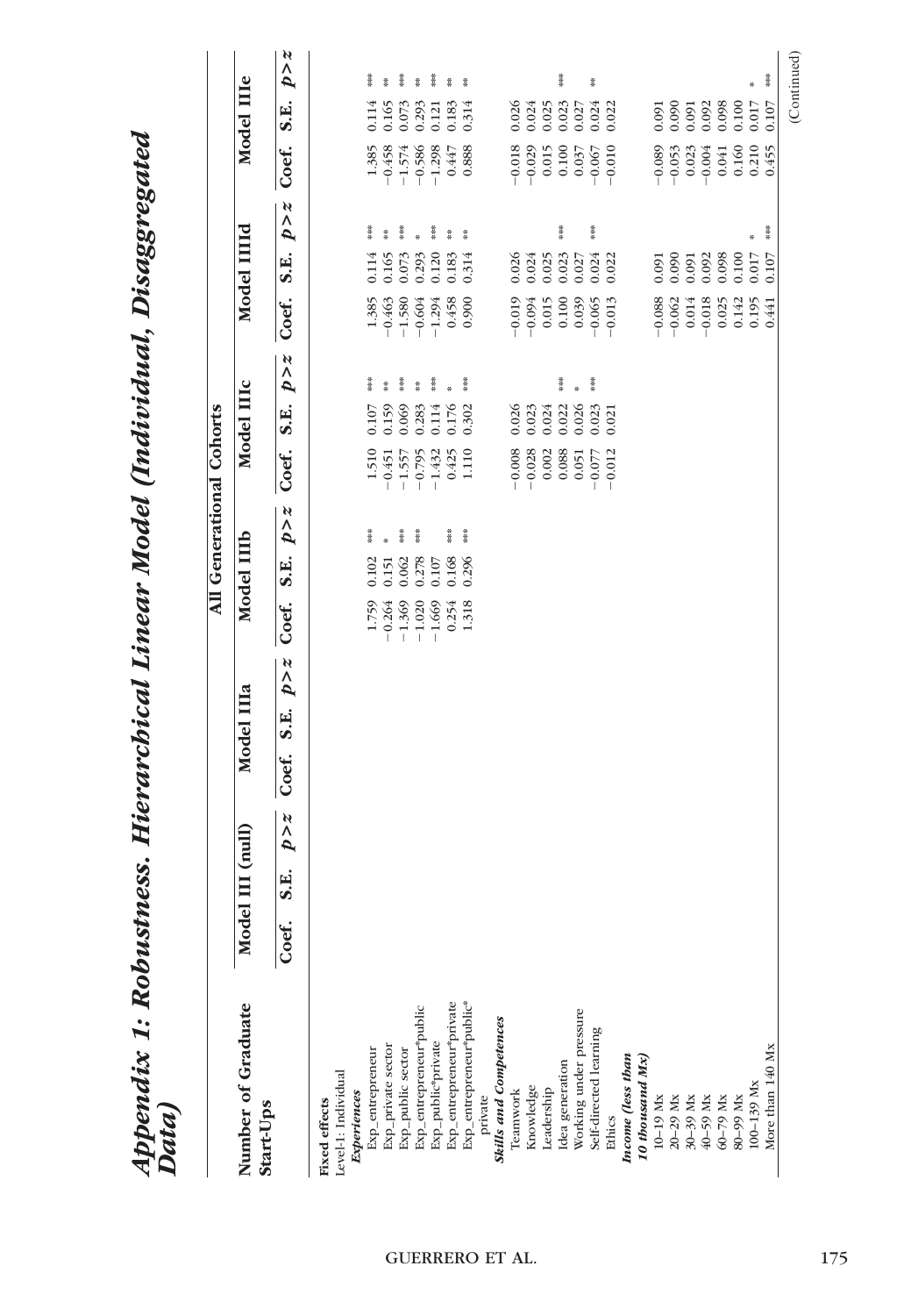## Appendix 1: Robustness. Hierarchical Linear Model (Individual, Disaggregated Data)

| Number of Graduate Start-Ups | All Generational Cohorts | | | | | | | | | | | | | | |
|---|---|---|---|---|---|---|---|---|---|---|---|---|---|---|---|
| | Model III (null) | | | Model IIIa | | | Model IIIb | | | Model IIIc | | | Model IIId | | | Model IIIe | | |
| | Coef. | S.E. | p > z | Coef. | S.E. | p > z | Coef. | S.E. | p > z | Coef. | S.E. | p > z | Coef. | S.E. | p > z | Coef. | S.E. | p > z |
| **Fixed effects** | | | | | | | | | | | | | | | | | | |
| Level-1: Individual | | | | | | | | | | | | | | | | | | |
| ***Experiences*** | | | | | | | | | | | | | | | | | | |
| Exp_entrepreneur | | | | | | | 1.759 | 0.102 | *** | 1.510 | 0.107 | *** | 1.385 | 0.114 | *** | 1.385 | 0.114 | *** |
| Exp_private sector | | | | | | | −0.264 | 0.151 | * | −0.451 | 0.159 | ** | −0.463 | 0.165 | ** | −0.458 | 0.165 | ** |
| Exp_public sector | | | | | | | −1.369 | 0.062 | *** | −1.557 | 0.069 | *** | −1.580 | 0.073 | *** | −1.574 | 0.073 | *** |
| Exp_entrepreneur*public | | | | | | | −1.020 | 0.278 | *** | −0.795 | 0.283 | ** | −0.604 | 0.293 | * | −0.586 | 0.293 | ** |
| Exp_public*private | | | | | | | −1.669 | 0.107 | | −1.432 | 0.114 | *** | −1.294 | 0.120 | *** | −1.298 | 0.121 | *** |
| Exp_entrepreneur*private | | | | | | | 0.254 | 0.168 | *** | 0.425 | 0.176 | * | 0.458 | 0.183 | ** | 0.447 | 0.183 | ** |
| Exp_entrepreneur*public*private | | | | | | | 1.318 | 0.296 | *** | 1.110 | 0.302 | *** | 0.900 | 0.314 | ** | 0.888 | 0.314 | ** |
| ***Skills and Competences*** | | | | | | | | | | | | | | | | | | |
| Teamwork | | | | | | | | | | −0.008 | 0.026 | | −0.019 | 0.026 | | −0.018 | 0.026 | |
| Knowledge | | | | | | | | | | −0.028 | 0.023 | | −0.094 | 0.024 | | −0.029 | 0.024 | |
| Leadership | | | | | | | | | | 0.002 | 0.024 | | 0.015 | 0.025 | | 0.015 | 0.025 | |
| Idea generation | | | | | | | | | | 0.088 | 0.022 | *** | 0.100 | 0.023 | *** | 0.100 | 0.023 | *** |
| Working under pressure | | | | | | | | | | 0.051 | 0.026 | * | 0.039 | 0.027 | | 0.037 | 0.027 | |
| Self-directed learning | | | | | | | | | | −0.077 | 0.023 | *** | −0.065 | 0.024 | *** | −0.067 | 0.024 | ** |
| Ethics | | | | | | | | | | −0.012 | 0.021 | | −0.013 | 0.022 | | −0.010 | 0.022 | |
| ***Income (less than 10 thousand Mx)*** | | | | | | | | | | | | | | | | | | |
| 10–19 Mx | | | | | | | | | | | | | −0.088 | 0.091 | | −0.089 | 0.091 | |
| 20–29 Mx | | | | | | | | | | | | | −0.062 | 0.090 | | −0.053 | 0.090 | |
| 30–39 Mx | | | | | | | | | | | | | 0.014 | 0.091 | | 0.023 | 0.091 | |
| 40–59 Mx | | | | | | | | | | | | | −0.018 | 0.092 | | −0.004 | 0.092 | |
| 60–79 Mx | | | | | | | | | | | | | 0.025 | 0.098 | | 0.041 | 0.098 | |
| 80–99 Mx | | | | | | | | | | | | | 0.142 | 0.100 | | 0.160 | 0.100 | |
| 100–139 Mx | | | | | | | | | | | | | 0.195 | 0.017 | * | 0.210 | 0.017 | * |
| More than 140 Mx | | | | | | | | | | | | | 0.441 | 0.107 | *** | 0.455 | 0.107 | *** |

(Continued)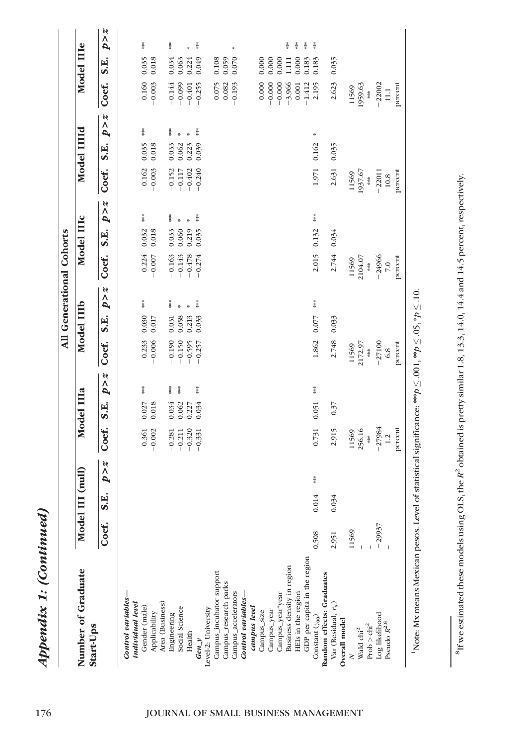## Appendix 1: (Continued)

| Number of Graduate Start-Ups | All Generational Cohorts | | | | | | | | | | | | | | | | | |
|---|---|---|---|---|---|---|---|---|---|---|---|---|---|---|---|---|---|---|
| | Model III (null) | | | Model IIIa | | | Model IIIb | | | Model IIIc | | | Model IIIId | | | Model IIIe | | |
| | Coef. | S.E. | $p>z$ | Coef. | S.E. | $p>z$ | Coef. | S.E. | $p>z$ | Coef. | S.E. | $p>z$ | Coef. | S.E. | $p>z$ | Coef. | S.E. | $p>z$ |
| ***Control variables—individual level*** | | | | | | | | | | | | | | | | | | |
| Gender (male) | | | | 0.361 | 0.027 | *** | 0.233 | 0.030 | *** | 0.224 | 0.032 | *** | 0.162 | 0.035 | *** | 0.160 | 0.035 | *** |
| Applicability | | | | −0.002 | 0.018 | | −0.006 | 0.017 | | −0.007 | 0.018 | | −0.003 | 0.018 | | −0.003 | 0.018 | |
| Area (Business) | | | | | | | | | | | | | | | | | | |
| Engineering | | | | −0.281 | 0.034 | *** | −0.190 | 0.031 | *** | −0.163 | 0.033 | *** | −0.152 | 0.033 | *** | −0.144 | 0.034 | *** |
| Social Science | | | | −0.211 | 0.062 | *** | −0.150 | 0.058 | * | −0.143 | 0.060 | * | −0.117 | 0.062 | * | −0.099 | 0.063 | |
| Health | | | | −0.320 | 0.227 | | −0.595 | 0.213 | * | −0.478 | 0.219 | * | −0.402 | 0.223 | * | −0.401 | 0.224 | * |
| ***Gen_y*** | | | | −0.331 | 0.034 | *** | −0.257 | 0.033 | *** | −0.274 | 0.035 | *** | −0.240 | 0.039 | *** | −0.255 | 0.049 | *** |
| Level-2: University | | | | | | | | | | | | | | | | | | |
| Campus_incubator support | | | | | | | | | | | | | | | | 0.075 | 0.108 | |
| Campus_research parks | | | | | | | | | | | | | | | | 0.082 | 0.059 | |
| Campus_accelerators | | | | | | | | | | | | | | | | −0.193 | 0.070 | * |
| ***Control variables—campus level*** | | | | | | | | | | | | | | | | | | |
| Campus_size | | | | | | | | | | | | | | | | 0.000 | 0.000 | |
| Campus_year | | | | | | | | | | | | | | | | −0.000 | 0.000 | |
| Campus_year*year | | | | | | | | | | | | | | | | −0.000 | 0.000 | |
| Business density in region | | | | | | | | | | | | | | | | −3.966 | 1.111 | *** |
| HEIs in the region | | | | | | | | | | | | | | | | 0.001 | 0.000 | *** |
| GDP per capita in the region | | | | | | | | | | | | | | | | −1.412 | 0.183 | *** |
| Constant ($\gamma_{00}$) | 0.508 | 0.014 | *** | 0.731 | 0.051 | *** | 1.862 | 0.077 | *** | 2.015 | 0.132 | *** | 1.971 | 0.162 | * | 2.195 | 0.183 | *** |
| **Random effects: Graduates** | | | | | | | | | | | | | | | | | | |
| Var (Residual, $r_{ij}$) | 2.951 | 0.034 | | 2.915 | 0.37 | | 2.748 | 0.033 | | 2.744 | 0.034 | | 2.631 | 0.035 | | 2.623 | 0.035 | |
| **Overall model** | | | | | | | | | | | | | | | | | | |
| $N$ | 11569 | | | 11569 | | | 11569 | | | 11569 | | | 11569 | | | 11569 | | |
| Wald chi$^2$ | – | | | 256.16 | | | 2172.97 | | | 2104.07 | | | 1937.67 | | | 1959.63 | | |
| Prob > chi$^2$ | – | | | *** | | | *** | | | *** | | | *** | | | *** | | |
| Log likelihood | −29937 | | | −27984 | | | −27100 | | | −24966 | | | −22011 | | | −22002 | | |
| Pseudo $R^2$[8] | – | | | 1.2 percent | | | 6.8 percent | | | 7.0 percent | | | 10.8 percent | | | 11.1 percent | | |

[1]Note: Mx means Mexican pesos. Level of statistical significance: ***$p \leq .001$, **$p \leq .05$, *$p \leq .10$.

[8]If we estimated these models using OLS, the $R^2$ obtained is pretty similar 1.8, 13.3, 14.0, 14.4 and 14.5 percent, respectively.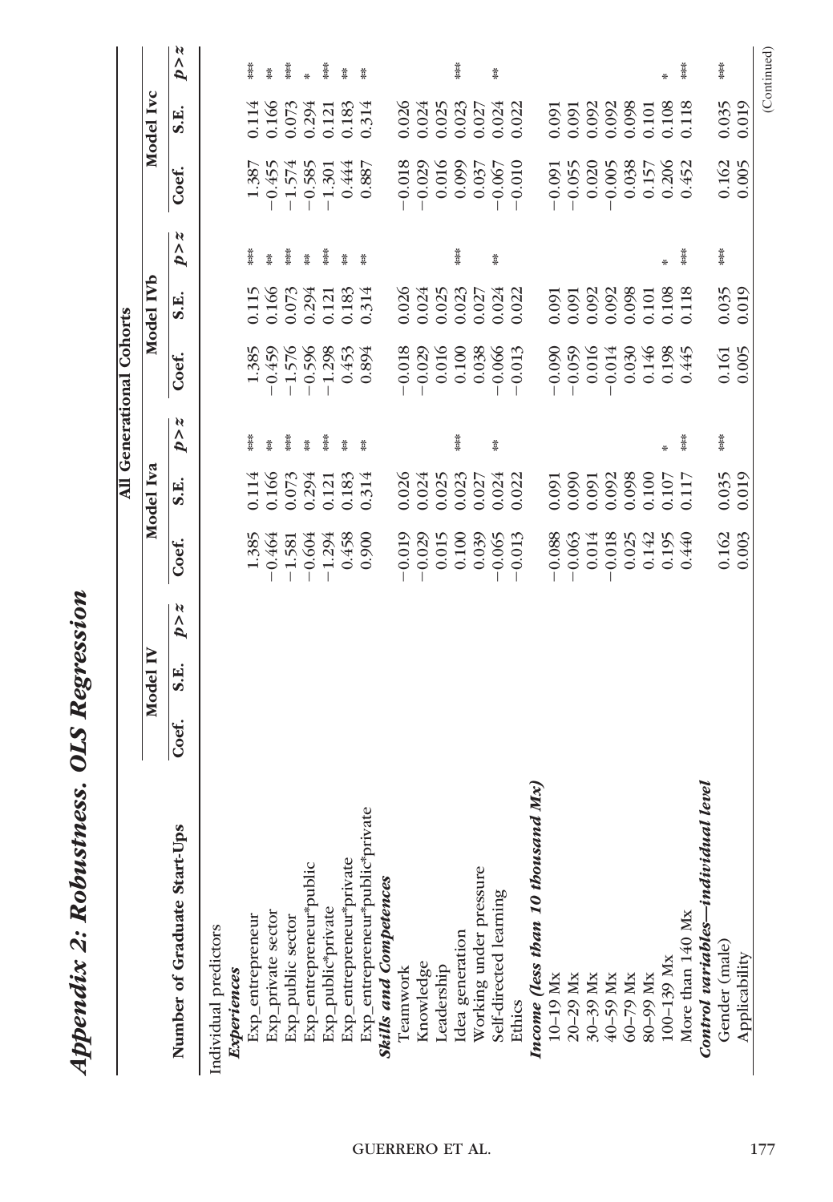# Appendix 2: Robustness. OLS Regression

| Number of Graduate Start-Ups | Model IV | | | All Generational Cohorts | | | | | | | | |
|---|---|---|---|---|---|---|---|---|---|---|---|---|
| | | | | Model Iva | | | Model IVb | | | Model Ivc | | |
| | Coef. | S.E. | p > z | Coef. | S.E. | p > z | Coef. | S.E. | p > z | Coef. | S.E. | p > z |
| Individual predictors | | | | | | | | | | | | |
| ***Experiences*** | | | | | | | | | | | | |
| Exp_entrepreneur | | | | 1.385 | 0.114 | *** | 1.385 | 0.115 | *** | 1.387 | 0.114 | *** |
| Exp_private sector | | | | −0.464 | 0.166 | ** | −0.459 | 0.166 | ** | −0.455 | 0.166 | ** |
| Exp_public sector | | | | −1.581 | 0.073 | *** | −1.576 | 0.073 | *** | −1.574 | 0.073 | *** |
| Exp_entrepreneur*public | | | | −0.604 | 0.294 | ** | −0.596 | 0.294 | ** | −0.585 | 0.294 | * |
| Exp_public*private | | | | −1.294 | 0.121 | *** | −1.298 | 0.121 | *** | −1.301 | 0.121 | *** |
| Exp_entrepreneur*private | | | | 0.458 | 0.183 | ** | 0.453 | 0.183 | ** | 0.444 | 0.183 | ** |
| Exp_entrepreneur*public*private | | | | 0.900 | 0.314 | ** | 0.894 | 0.314 | ** | 0.887 | 0.314 | ** |
| ***Skills and Competences*** | | | | | | | | | | | | |
| Teamwork | | | | −0.019 | 0.026 | | −0.018 | 0.026 | | −0.018 | 0.026 | |
| Knowledge | | | | −0.029 | 0.024 | | −0.029 | 0.024 | | −0.029 | 0.024 | |
| Leadership | | | | 0.015 | 0.025 | | 0.016 | 0.025 | | 0.016 | 0.025 | |
| Idea generation | | | | 0.100 | 0.023 | *** | 0.100 | 0.023 | *** | 0.099 | 0.023 | *** |
| Working under pressure | | | | 0.039 | 0.027 | | 0.038 | 0.027 | | 0.037 | 0.027 | |
| Self-directed learning | | | | −0.065 | 0.024 | ** | −0.066 | 0.024 | ** | −0.067 | 0.024 | ** |
| Ethics | | | | −0.013 | 0.022 | | −0.013 | 0.022 | | −0.010 | 0.022 | |
| ***Income (less than 10 thousand Mx)*** | | | | | | | | | | | | |
| 10–19 Mx | | | | −0.088 | 0.091 | | −0.090 | 0.091 | | −0.091 | 0.091 | |
| 20–29 Mx | | | | −0.063 | 0.090 | | −0.059 | 0.091 | | −0.055 | 0.091 | |
| 30–39 Mx | | | | 0.014 | 0.091 | | 0.016 | 0.092 | | 0.020 | 0.092 | |
| 40–59 Mx | | | | −0.018 | 0.092 | | −0.014 | 0.092 | | −0.005 | 0.092 | |
| 60–79 Mx | | | | 0.025 | 0.098 | | 0.030 | 0.098 | | 0.038 | 0.098 | |
| 80–99 Mx | | | | 0.142 | 0.100 | | 0.146 | 0.101 | | 0.157 | 0.101 | |
| 100–139 Mx | | | | 0.195 | 0.107 | * | 0.198 | 0.108 | * | 0.206 | 0.108 | * |
| More than 140 Mx | | | | 0.440 | 0.117 | *** | 0.445 | 0.118 | *** | 0.452 | 0.118 | *** |
| ***Control variables—individual level*** | | | | | | | | | | | | |
| Gender (male) | | | | 0.162 | 0.035 | *** | 0.161 | 0.035 | *** | 0.162 | 0.035 | *** |
| Applicability | | | | 0.003 | 0.019 | | 0.005 | 0.019 | | 0.005 | 0.019 | |

(Continued)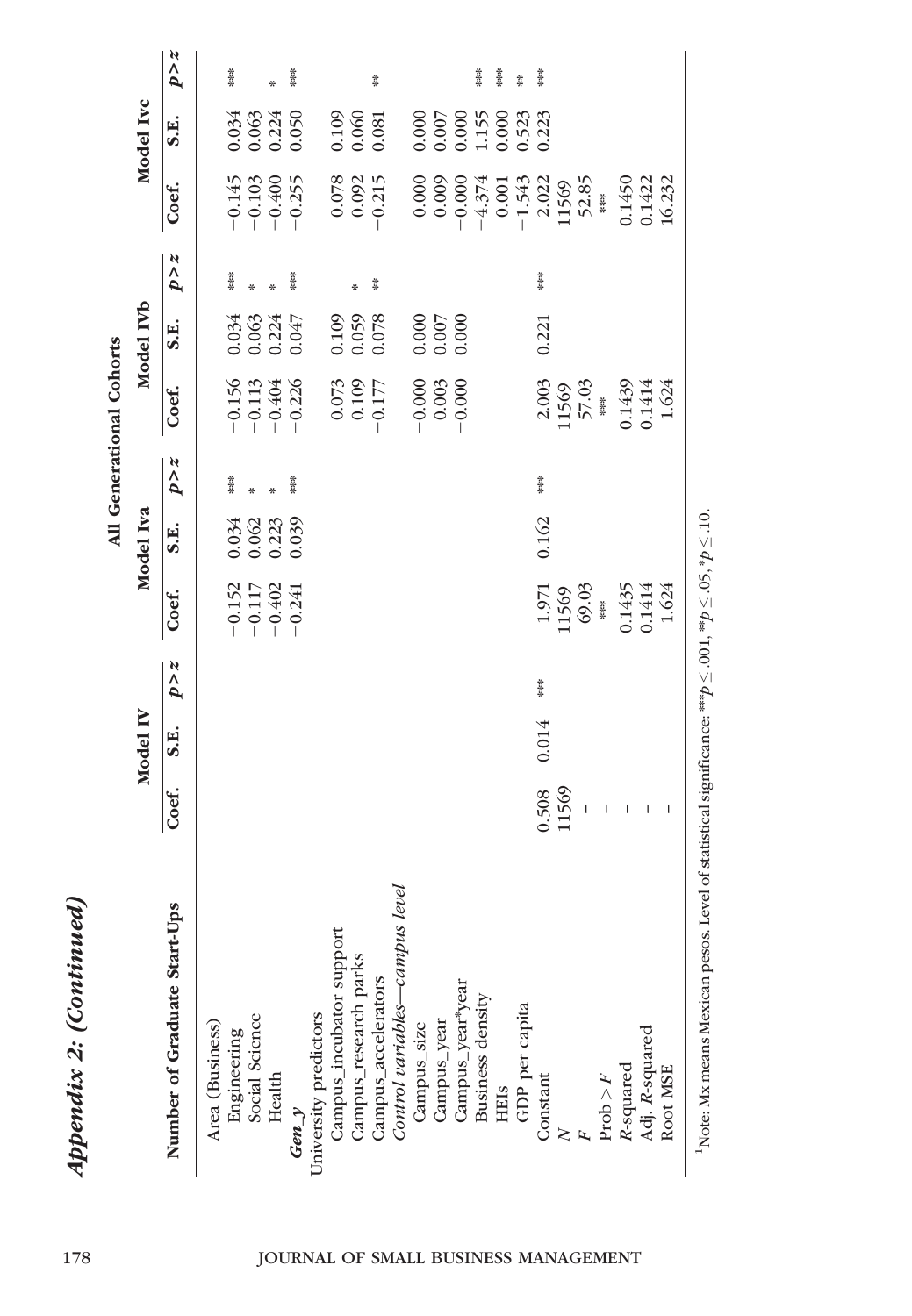## Appendix 2: (Continued)

| Number of Graduate Start-Ups | All Generational Cohorts | | | | | | | | | | | |
|---|---|---|---|---|---|---|---|---|---|---|---|---|
| | Model IV | | | Model Iva | | | Model IVb | | | Model Ivc | | |
| | Coef. | S.E. | $p>z$ | Coef. | S.E. | $p>z$ | Coef. | S.E. | $p>z$ | Coef. | S.E. | $p>z$ |
| Area (Business) | | | | | | | | | | | | |
| Engineering | | | | −0.152 | 0.034 | *** | −0.156 | 0.034 | *** | −0.145 | 0.034 | *** |
| Social Science | | | | −0.117 | 0.062 | * | −0.113 | 0.063 | * | −0.103 | 0.063 | |
| Health | | | | −0.402 | 0.223 | * | −0.404 | 0.224 | * | −0.400 | 0.224 | * |
| ***Gen_y*** | | | | −0.241 | 0.039 | *** | −0.226 | 0.047 | *** | −0.255 | 0.050 | *** |
| University predictors | | | | | | | | | | | | |
| Campus_incubator support | | | | | | | 0.073 | 0.109 | | 0.078 | 0.109 | |
| Campus_research parks | | | | | | | 0.109 | 0.059 | * | 0.092 | 0.060 | |
| Campus_accelerators | | | | | | | −0.177 | 0.078 | ** | −0.215 | 0.081 | ** |
| *Control variables—campus level* | | | | | | | | | | | | |
| Campus_size | | | | | | | −0.000 | 0.000 | | 0.000 | 0.000 | |
| Campus_year | | | | | | | 0.003 | 0.007 | | 0.009 | 0.007 | |
| Campus_year*year | | | | | | | −0.000 | 0.000 | | −0.000 | 0.000 | |
| Business density | | | | | | | | | | −4.374 | 1.155 | *** |
| HEIs | | | | | | | | | | 0.001 | 0.000 | *** |
| GDP per capita | | | | | | | | | | −1.543 | 0.523 | ** |
| Constant | 0.508 | 0.014 | *** | 1.971 | 0.162 | *** | 2.003 | 0.221 | *** | 2.022 | 0.223 | *** |
| $N$ | 11569 | | | 11569 | | | 11569 | | | 11569 | | |
| $F$ | – | | | 69.03 | | | 57.03 | | | 52.85 | | |
| Prob > $F$ | – | | | *** | | | *** | | | *** | | |
| $R$-squared | – | | | 0.1435 | | | 0.1439 | | | 0.1450 | | |
| Adj. $R$-squared | – | | | 0.1414 | | | 0.1414 | | | 0.1422 | | |
| Root MSE | – | | | 1.624 | | | 1.624 | | | 16.232 | | |

[1]Note: Mx means Mexican pesos. Level of statistical significance: ***$p \leq .001$, **$p \leq .05$, *$p \leq .10$.